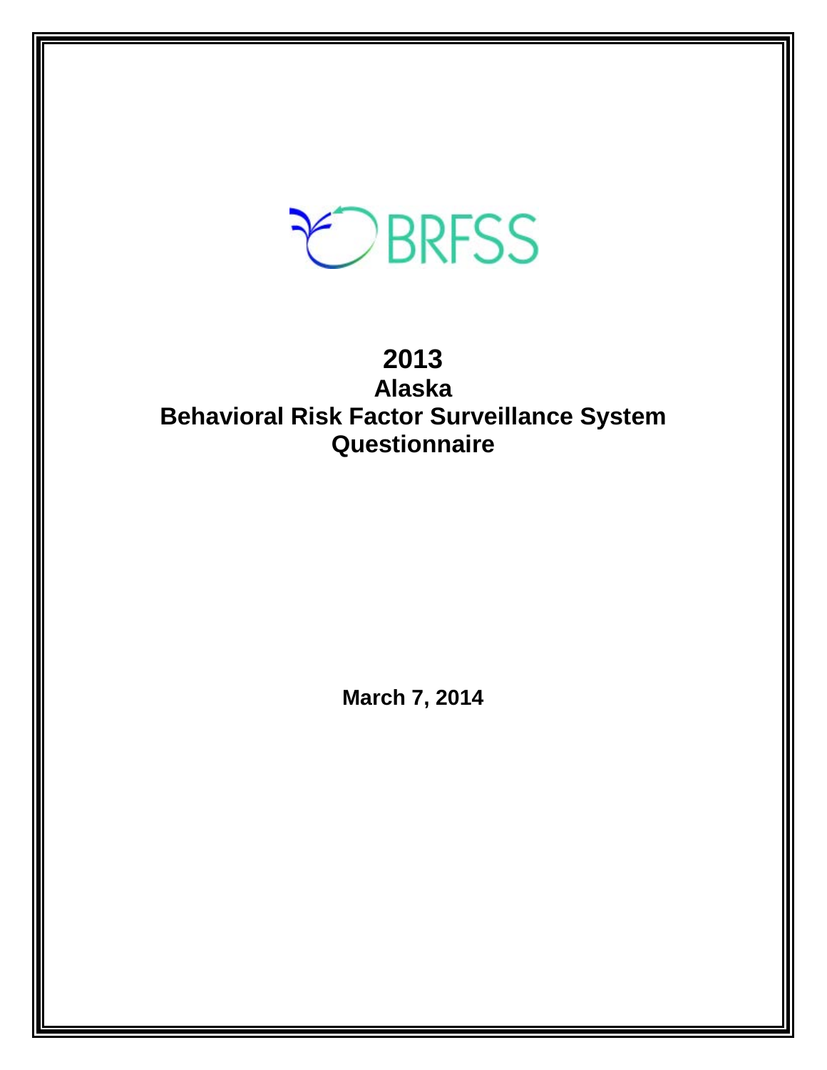BRFSS

# 2013
## Alaska
## Behavioral Risk Factor Surveillance System
## Questionnaire

**March 7, 2014**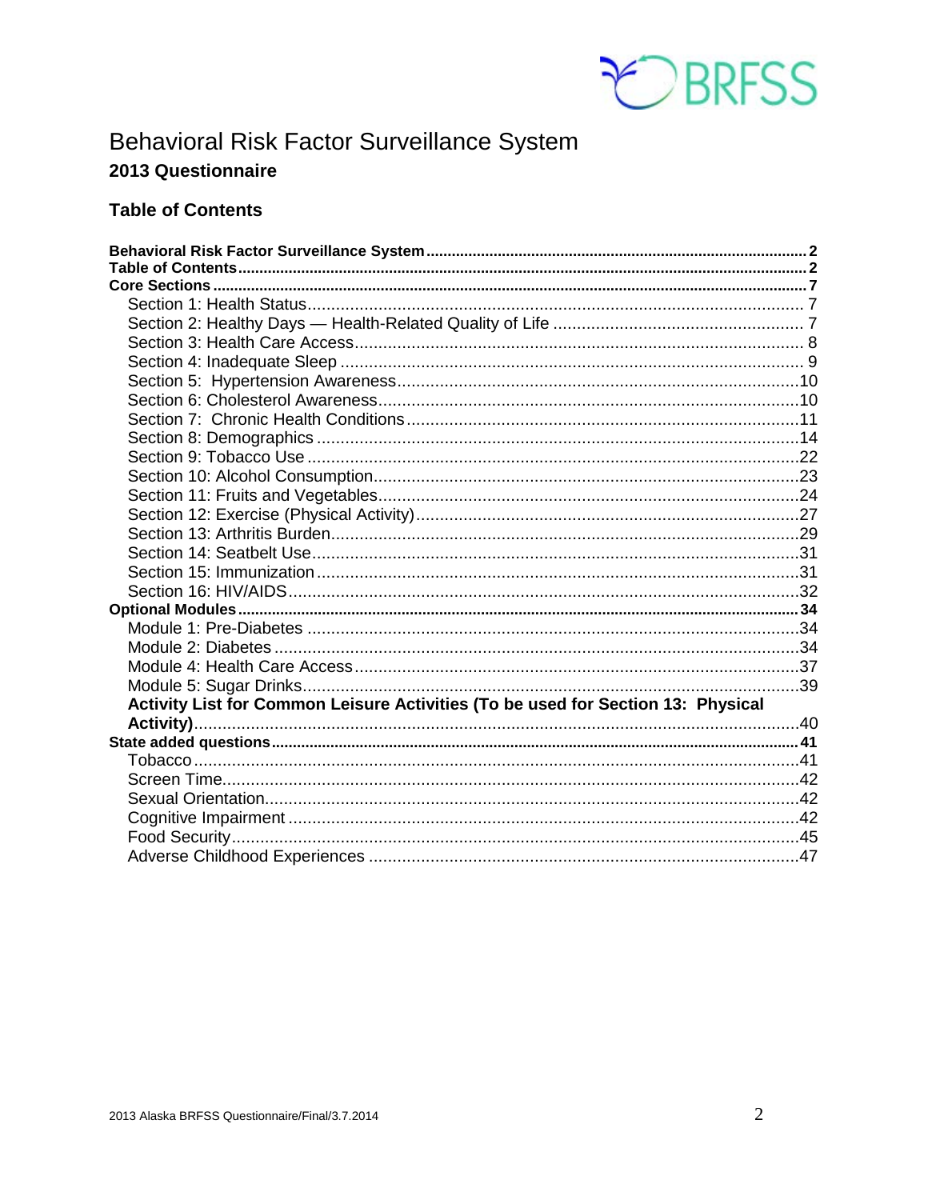# Behavioral Risk Factor Surveillance System

## 2013 Questionnaire

### Table of Contents

**Behavioral Risk Factor Surveillance System** ........ **2**
**Table of Contents** ........ **2**
**Core Sections** ........ **7**
- Section 1: Health Status ........ 7
- Section 2: Healthy Days — Health-Related Quality of Life ........ 7
- Section 3: Health Care Access ........ 8
- Section 4: Inadequate Sleep ........ 9
- Section 5: Hypertension Awareness ........ 10
- Section 6: Cholesterol Awareness ........ 10
- Section 7: Chronic Health Conditions ........ 11
- Section 8: Demographics ........ 14
- Section 9: Tobacco Use ........ 22
- Section 10: Alcohol Consumption ........ 23
- Section 11: Fruits and Vegetables ........ 24
- Section 12: Exercise (Physical Activity) ........ 27
- Section 13: Arthritis Burden ........ 29
- Section 14: Seatbelt Use ........ 31
- Section 15: Immunization ........ 31
- Section 16: HIV/AIDS ........ 32

**Optional Modules** ........ **34**
- Module 1: Pre-Diabetes ........ 34
- Module 2: Diabetes ........ 34
- Module 4: Health Care Access ........ 37
- Module 5: Sugar Drinks ........ 39
- **Activity List for Common Leisure Activities (To be used for Section 13: Physical Activity)** ........ 40

**State added questions** ........ **41**
- Tobacco ........ 41
- Screen Time ........ 42
- Sexual Orientation ........ 42
- Cognitive Impairment ........ 42
- Food Security ........ 45
- Adverse Childhood Experiences ........ 47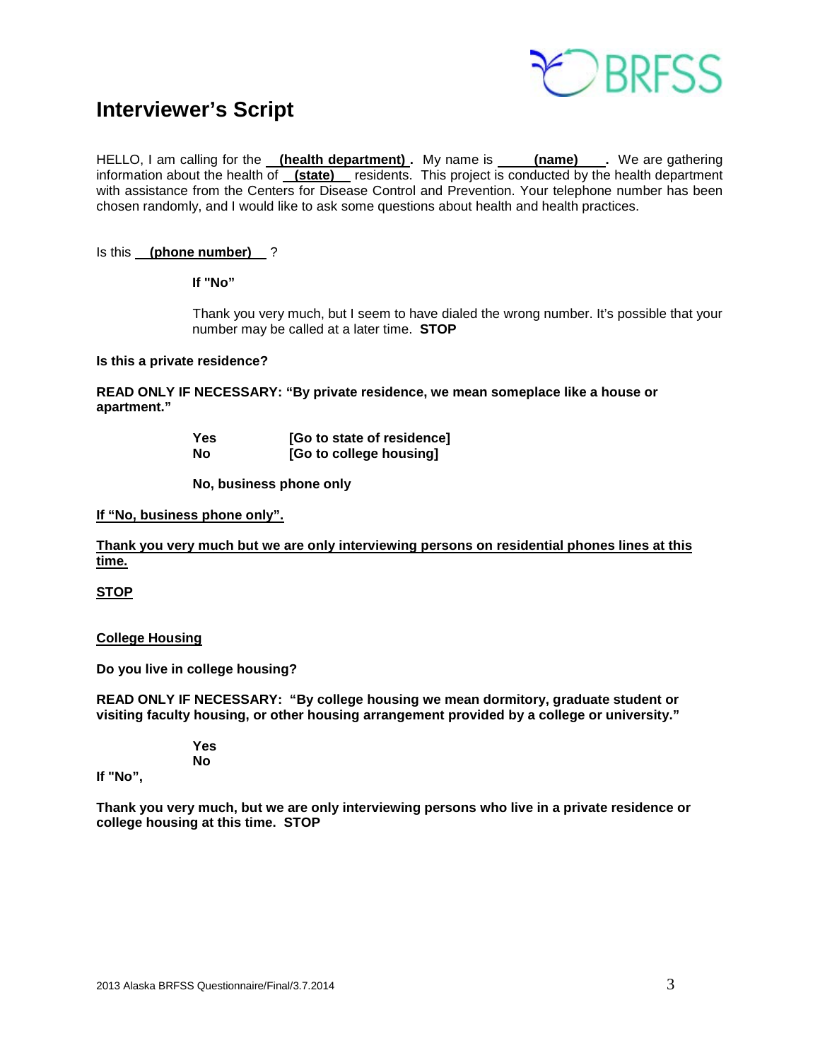## Interviewer's Script

HELLO, I am calling for the **(health department)**. My name is **(name)**. We are gathering information about the health of **(state)** residents. This project is conducted by the health department with assistance from the Centers for Disease Control and Prevention. Your telephone number has been chosen randomly, and I would like to ask some questions about health and health practices.

Is this **(phone number)** ?

**If "No"**

Thank you very much, but I seem to have dialed the wrong number. It's possible that your number may be called at a later time. **STOP**

**Is this a private residence?**

**READ ONLY IF NECESSARY: "By private residence, we mean someplace like a house or apartment."**

**Yes** **[Go to state of residence]**
**No** **[Go to college housing]**

**No, business phone only**

**If "No, business phone only".**

**Thank you very much but we are only interviewing persons on residential phones lines at this time.**

**STOP**

**College Housing**

**Do you live in college housing?**

**READ ONLY IF NECESSARY: "By college housing we mean dormitory, graduate student or visiting faculty housing, or other housing arrangement provided by a college or university."**

**Yes**
**No**

**If "No",**

**Thank you very much, but we are only interviewing persons who live in a private residence or college housing at this time. STOP**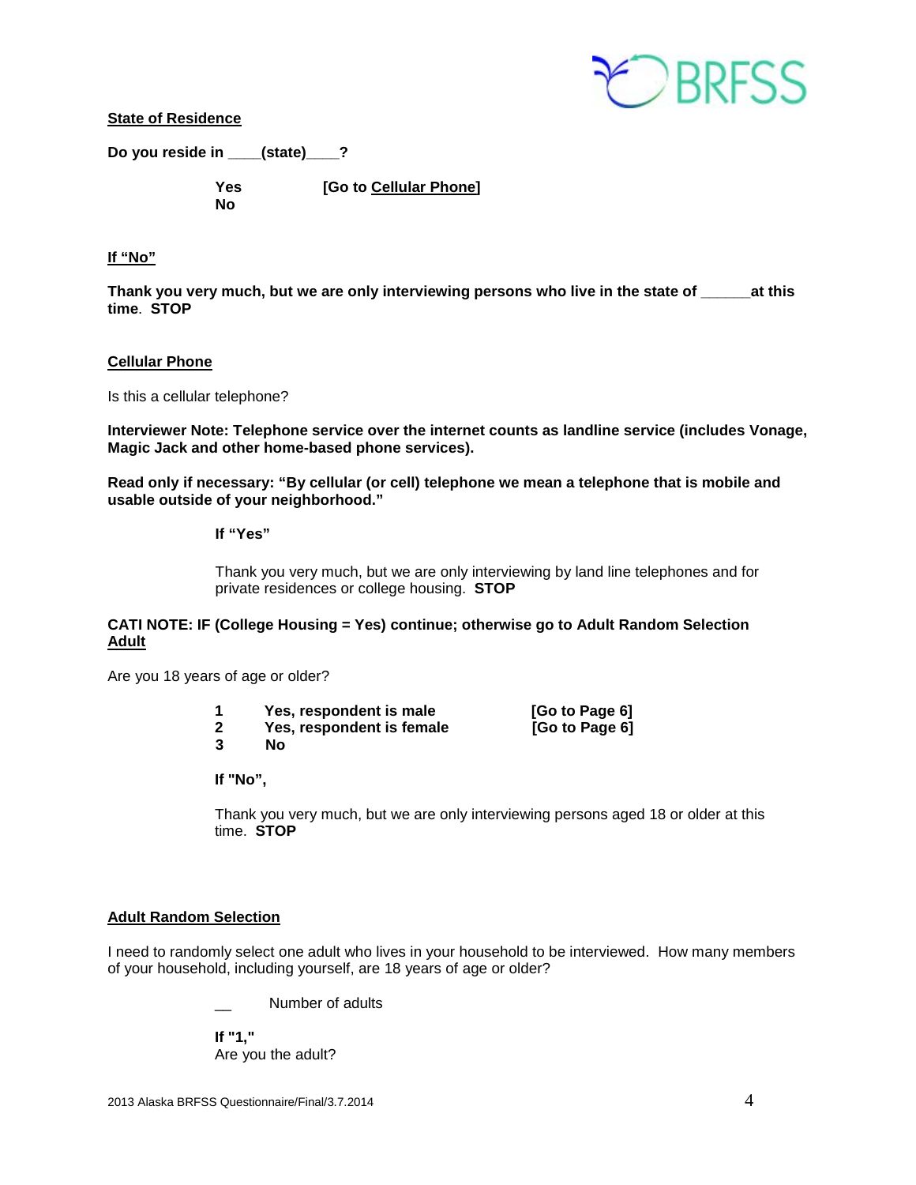**State of Residence**

**Do you reside in ____(state)____?**

**Yes** **[Go to Cellular Phone]**
**No**

**If "No"**

**Thank you very much, but we are only interviewing persons who live in the state of ______at this time. STOP**

**Cellular Phone**

Is this a cellular telephone?

**Interviewer Note: Telephone service over the internet counts as landline service (includes Vonage, Magic Jack and other home-based phone services).**

**Read only if necessary: "By cellular (or cell) telephone we mean a telephone that is mobile and usable outside of your neighborhood."**

**If "Yes"**

Thank you very much, but we are only interviewing by land line telephones and for private residences or college housing. **STOP**

**CATI NOTE: IF (College Housing = Yes) continue; otherwise go to Adult Random Selection**

**Adult**

Are you 18 years of age or older?

**1** **Yes, respondent is male** **[Go to Page 6]**
**2** **Yes, respondent is female** **[Go to Page 6]**
**3** **No**

**If "No",**

Thank you very much, but we are only interviewing persons aged 18 or older at this time. **STOP**

**Adult Random Selection**

I need to randomly select one adult who lives in your household to be interviewed. How many members of your household, including yourself, are 18 years of age or older?

__ Number of adults

**If "1,"**
Are you the adult?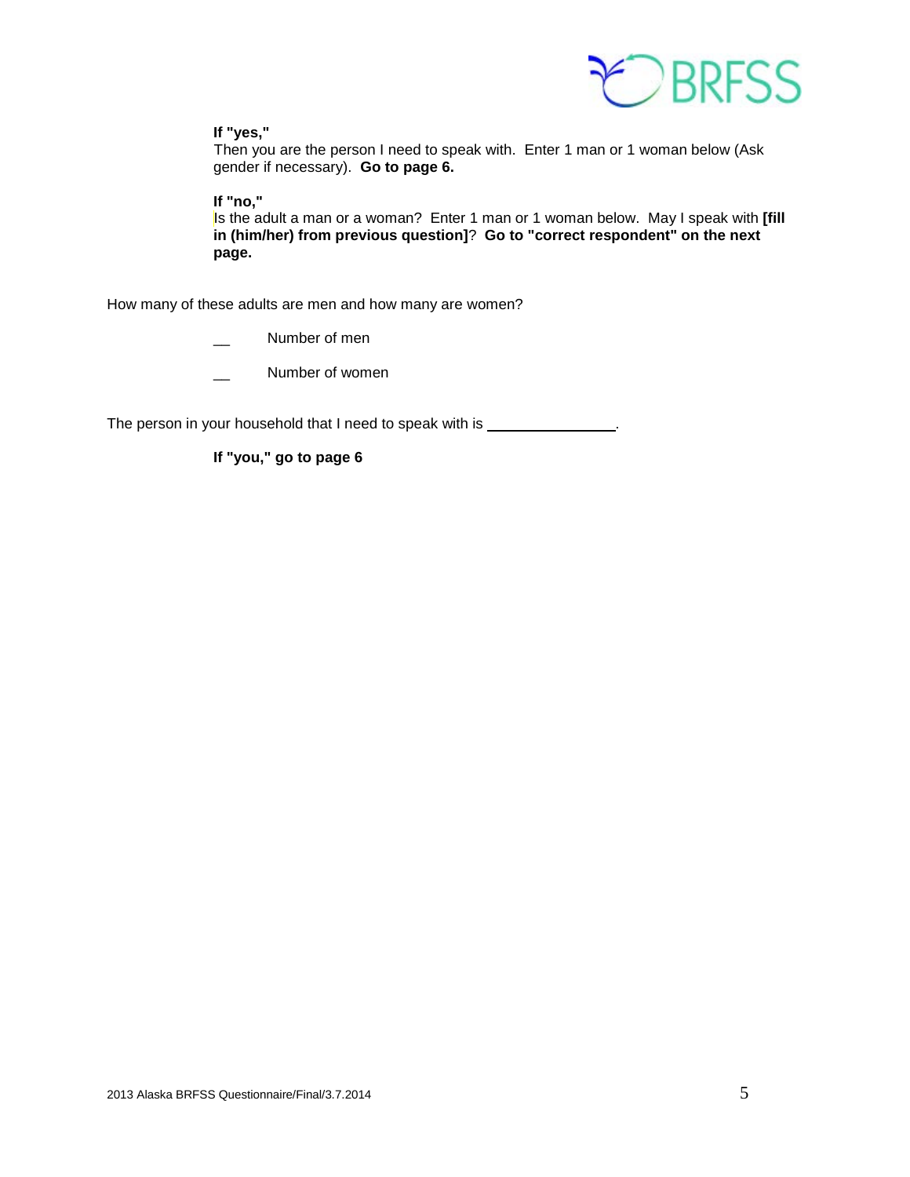**If "yes,"**
Then you are the person I need to speak with. Enter 1 man or 1 woman below (Ask gender if necessary). **Go to page 6.**

**If "no,"**
Is the adult a man or a woman? Enter 1 man or 1 woman below. May I speak with **[fill in (him/her) from previous question]**? **Go to "correct respondent" on the next page.**

How many of these adults are men and how many are women?

__ Number of men

__ Number of women

The person in your household that I need to speak with is ________________.

**If "you," go to page 6**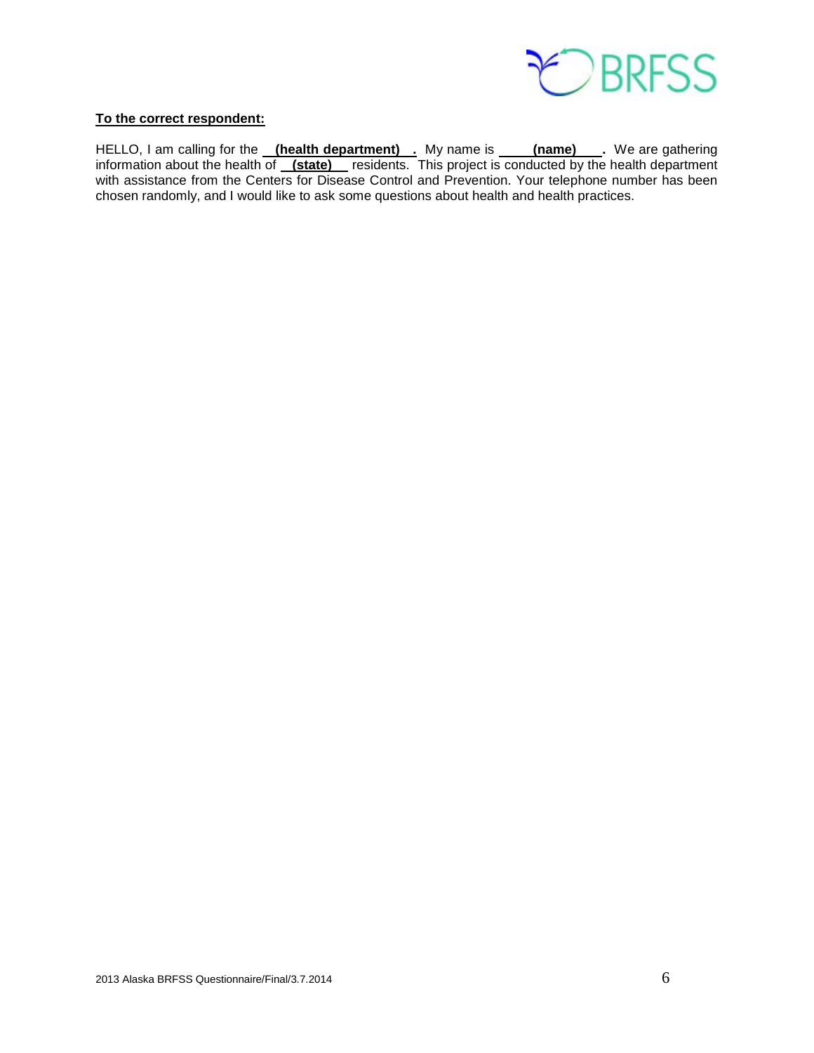**To the correct respondent:**

HELLO, I am calling for the **(health department)**. My name is **(name)**. We are gathering information about the health of **(state)** residents. This project is conducted by the health department with assistance from the Centers for Disease Control and Prevention. Your telephone number has been chosen randomly, and I would like to ask some questions about health and health practices.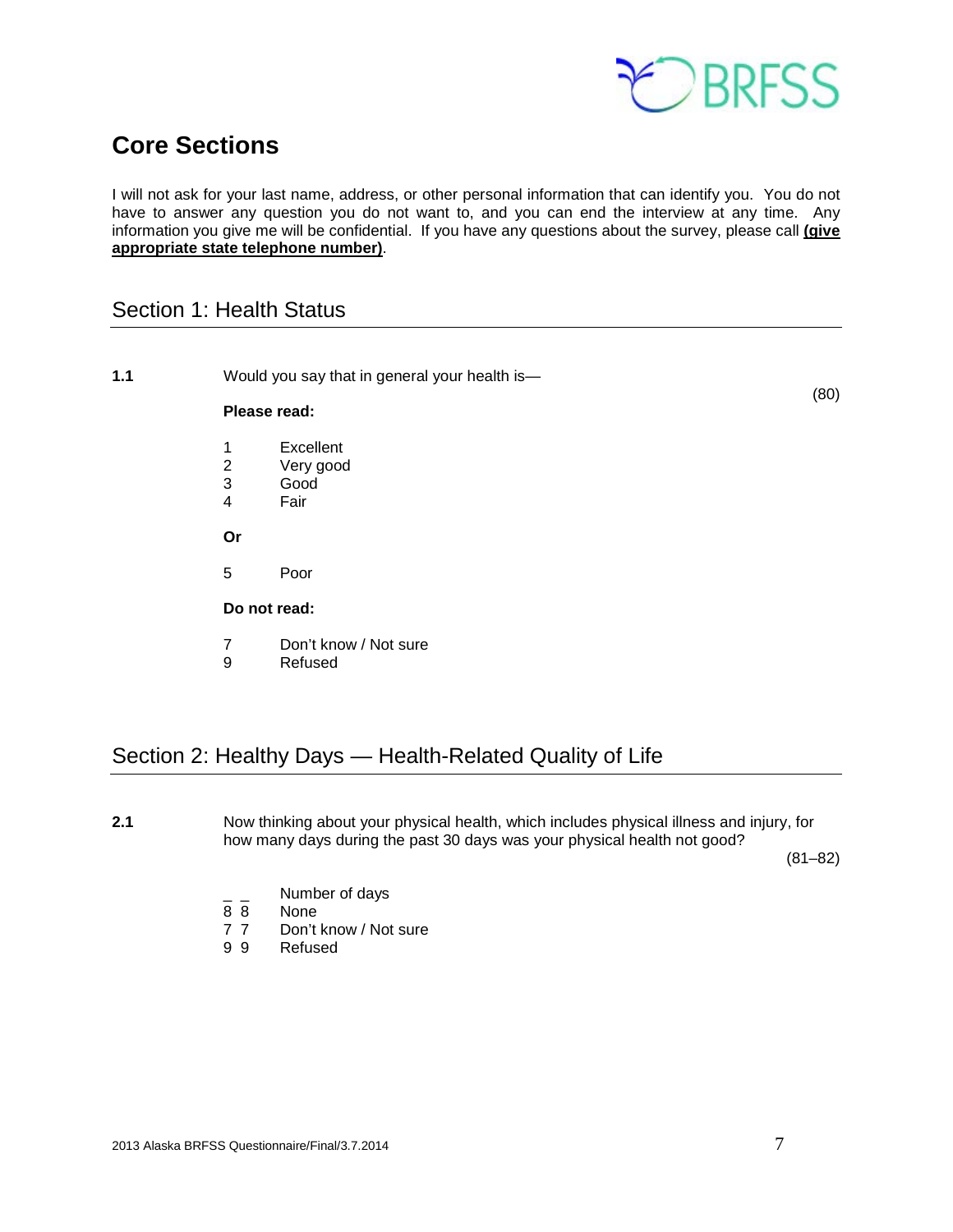# Core Sections

I will not ask for your last name, address, or other personal information that can identify you. You do not have to answer any question you do not want to, and you can end the interview at any time. Any information you give me will be confidential. If you have any questions about the survey, please call **(give appropriate state telephone number)**.

## Section 1: Health Status

**1.1** Would you say that in general your health is— (80)

**Please read:**

1 Excellent
2 Very good
3 Good
4 Fair

**Or**

5 Poor

**Do not read:**

7 Don't know / Not sure
9 Refused

## Section 2: Healthy Days — Health-Related Quality of Life

**2.1** Now thinking about your physical health, which includes physical illness and injury, for how many days during the past 30 days was your physical health not good? (81–82)

_ _ Number of days
8 8 None
7 7 Don't know / Not sure
9 9 Refused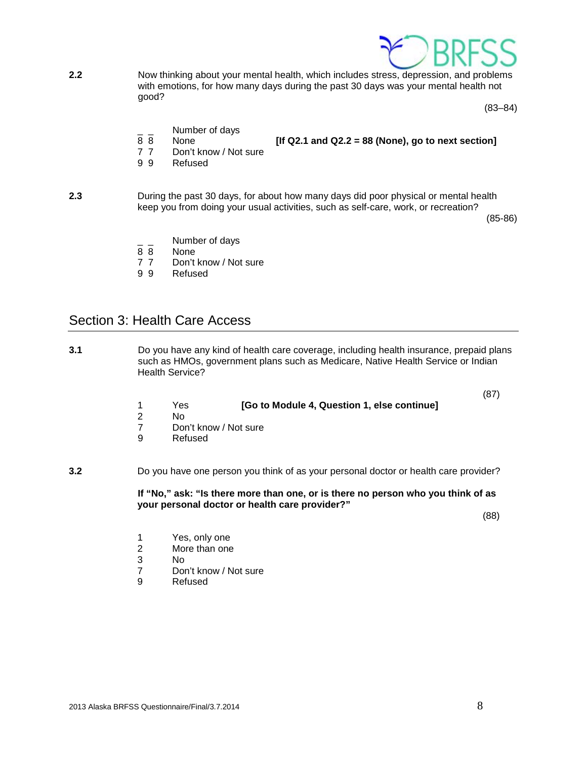**2.2** Now thinking about your mental health, which includes stress, depression, and problems with emotions, for how many days during the past 30 days was your mental health not good?

(83–84)

_ _ Number of days
8 8 None **[If Q2.1 and Q2.2 = 88 (None), go to next section]**
7 7 Don't know / Not sure
9 9 Refused

**2.3** During the past 30 days, for about how many days did poor physical or mental health keep you from doing your usual activities, such as self-care, work, or recreation?

(85-86)

_ _ Number of days
8 8 None
7 7 Don't know / Not sure
9 9 Refused

## Section 3: Health Care Access

**3.1** Do you have any kind of health care coverage, including health insurance, prepaid plans such as HMOs, government plans such as Medicare, Native Health Service or Indian Health Service?

(87)

1 Yes **[Go to Module 4, Question 1, else continue]**
2 No
7 Don't know / Not sure
9 Refused

**3.2** Do you have one person you think of as your personal doctor or health care provider?

**If "No," ask: "Is there more than one, or is there no person who you think of as your personal doctor or health care provider?"**

(88)

1 Yes, only one
2 More than one
3 No
7 Don't know / Not sure
9 Refused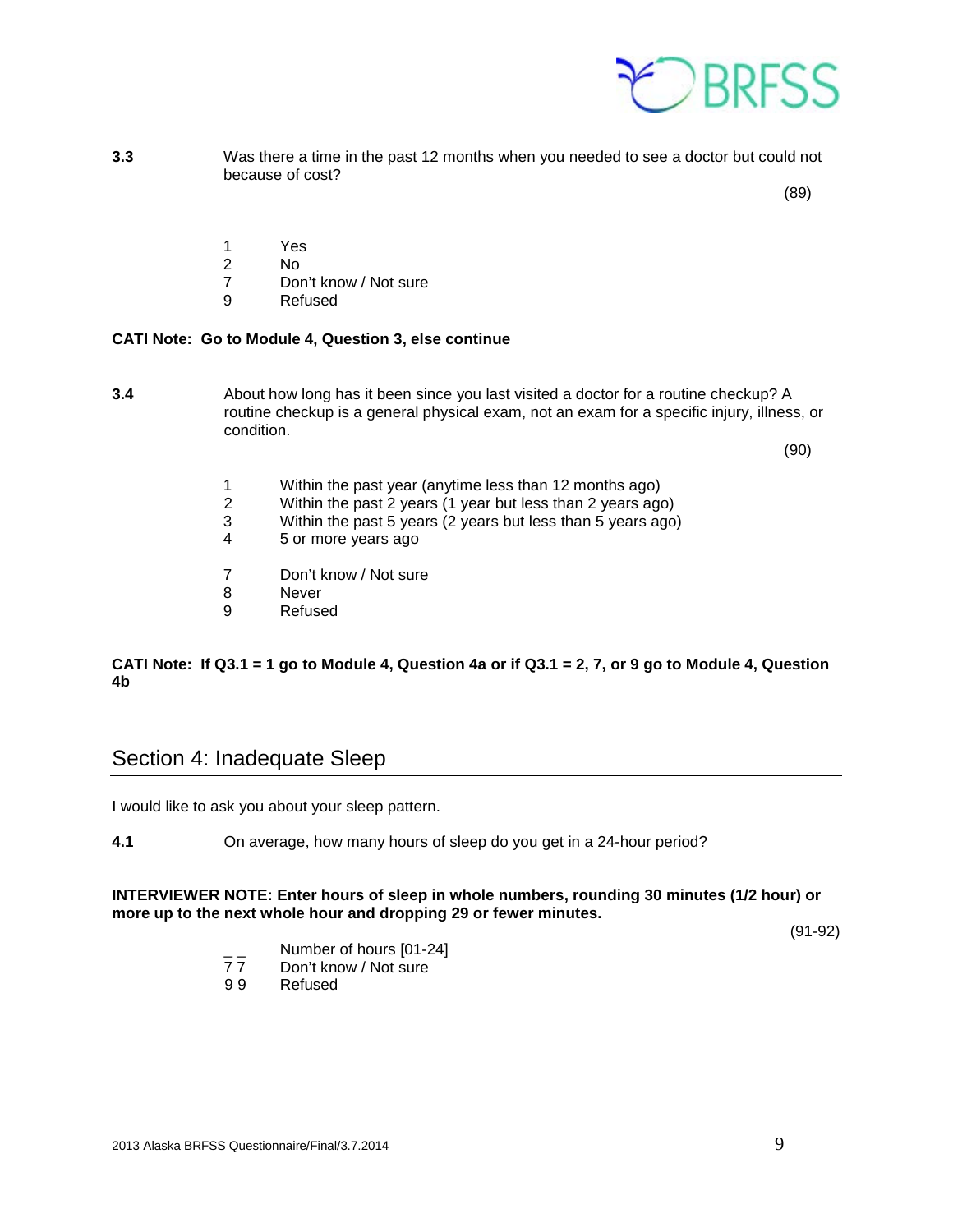**3.3** Was there a time in the past 12 months when you needed to see a doctor but could not because of cost?

(89)

1 Yes
2 No
7 Don't know / Not sure
9 Refused

**CATI Note: Go to Module 4, Question 3, else continue**

**3.4** About how long has it been since you last visited a doctor for a routine checkup? A routine checkup is a general physical exam, not an exam for a specific injury, illness, or condition.

(90)

1 Within the past year (anytime less than 12 months ago)
2 Within the past 2 years (1 year but less than 2 years ago)
3 Within the past 5 years (2 years but less than 5 years ago)
4 5 or more years ago

7 Don't know / Not sure
8 Never
9 Refused

**CATI Note: If Q3.1 = 1 go to Module 4, Question 4a or if Q3.1 = 2, 7, or 9 go to Module 4, Question 4b**

## Section 4: Inadequate Sleep

I would like to ask you about your sleep pattern.

**4.1** On average, how many hours of sleep do you get in a 24-hour period?

**INTERVIEWER NOTE: Enter hours of sleep in whole numbers, rounding 30 minutes (1/2 hour) or more up to the next whole hour and dropping 29 or fewer minutes.**

(91-92)

_ _ Number of hours [01-24]
7 7 Don't know / Not sure
9 9 Refused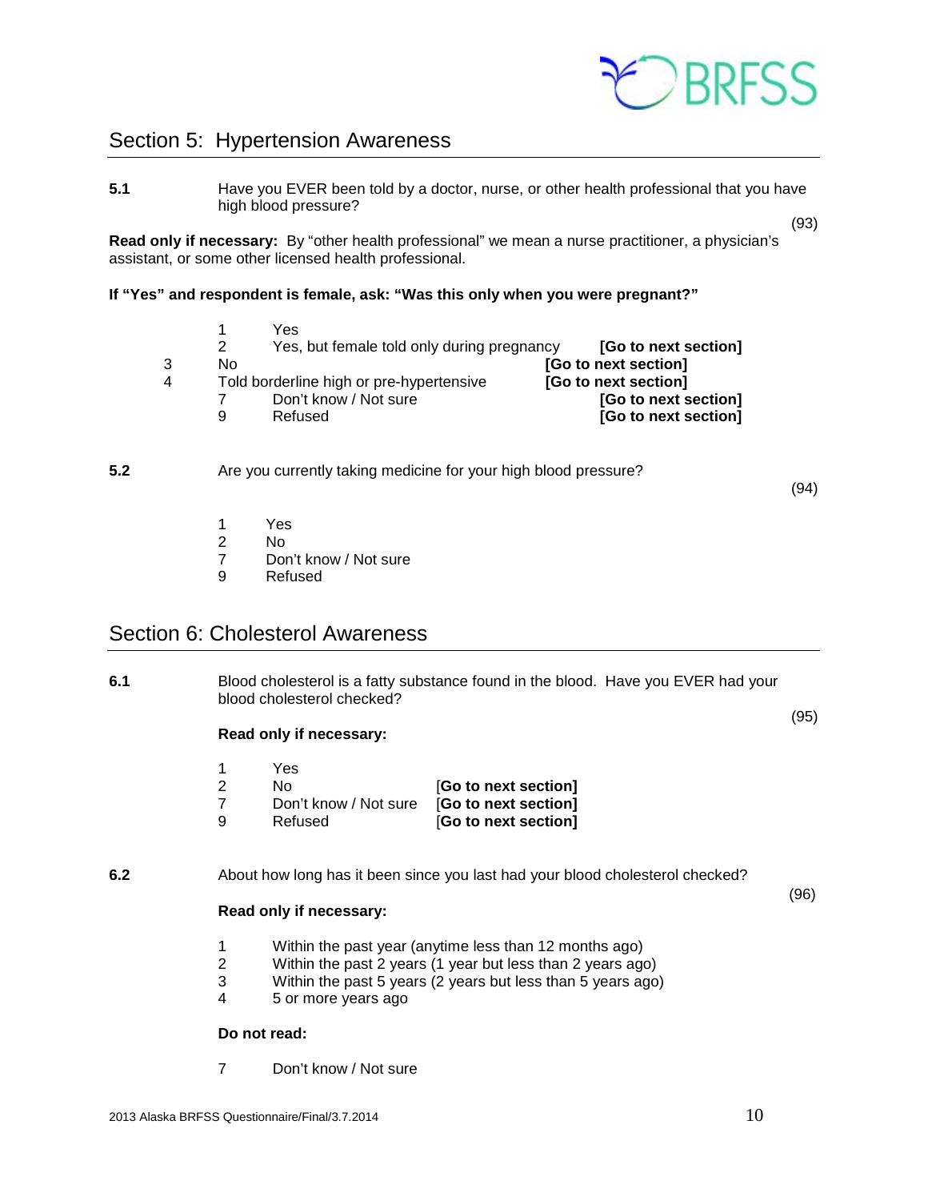## Section 5: Hypertension Awareness

**5.1** Have you EVER been told by a doctor, nurse, or other health professional that you have high blood pressure?

(93)

**Read only if necessary:** By "other health professional" we mean a nurse practitioner, a physician's assistant, or some other licensed health professional.

**If "Yes" and respondent is female, ask: "Was this only when you were pregnant?"**

1 Yes
2 Yes, but female told only during pregnancy **[Go to next section]**
3 No **[Go to next section]**
4 Told borderline high or pre-hypertensive **[Go to next section]**
7 Don't know / Not sure **[Go to next section]**
9 Refused **[Go to next section]**

**5.2** Are you currently taking medicine for your high blood pressure?

(94)

1 Yes
2 No
7 Don't know / Not sure
9 Refused

## Section 6: Cholesterol Awareness

**6.1** Blood cholesterol is a fatty substance found in the blood. Have you EVER had your blood cholesterol checked?

(95)

**Read only if necessary:**

1 Yes
2 No [**Go to next section]**
7 Don't know / Not sure [**Go to next section]**
9 Refused [**Go to next section]**

**6.2** About how long has it been since you last had your blood cholesterol checked?

(96)

**Read only if necessary:**

1 Within the past year (anytime less than 12 months ago)
2 Within the past 2 years (1 year but less than 2 years ago)
3 Within the past 5 years (2 years but less than 5 years ago)
4 5 or more years ago

**Do not read:**

7 Don't know / Not sure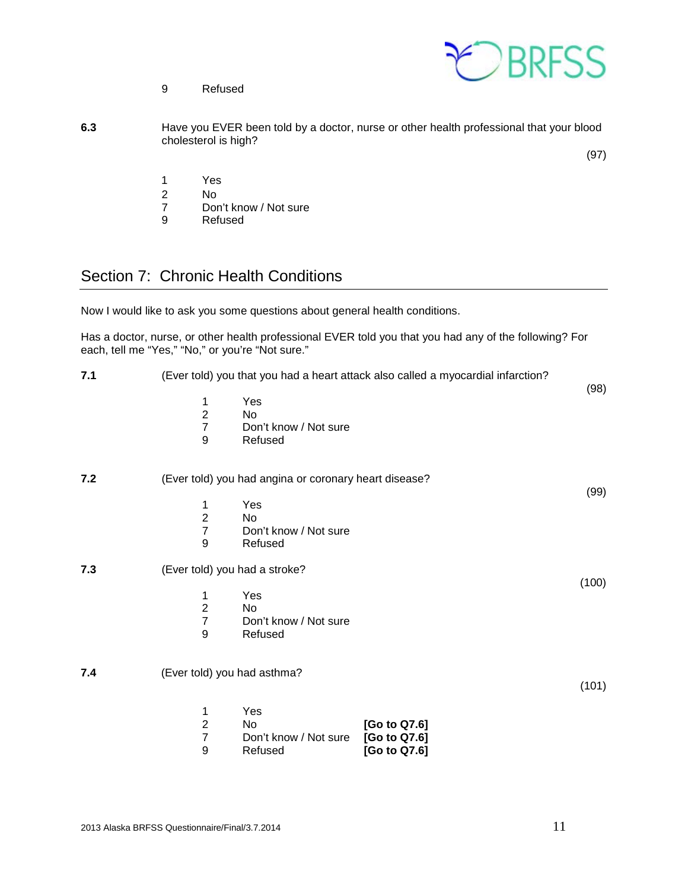9 Refused

**6.3** Have you EVER been told by a doctor, nurse or other health professional that your blood cholesterol is high?

(97)

1 Yes
2 No
7 Don't know / Not sure
9 Refused

## Section 7: Chronic Health Conditions

Now I would like to ask you some questions about general health conditions.

Has a doctor, nurse, or other health professional EVER told you that you had any of the following? For each, tell me "Yes," "No," or you're "Not sure."

**7.1** (Ever told) you that you had a heart attack also called a myocardial infarction?

(98)

1 Yes
2 No
7 Don't know / Not sure
9 Refused

**7.2** (Ever told) you had angina or coronary heart disease?

(99)

1 Yes
2 No
7 Don't know / Not sure
9 Refused

**7.3** (Ever told) you had a stroke?

(100)

1 Yes
2 No
7 Don't know / Not sure
9 Refused

**7.4** (Ever told) you had asthma?

(101)

1 Yes
2 No **[Go to Q7.6]**
7 Don't know / Not sure **[Go to Q7.6]**
9 Refused **[Go to Q7.6]**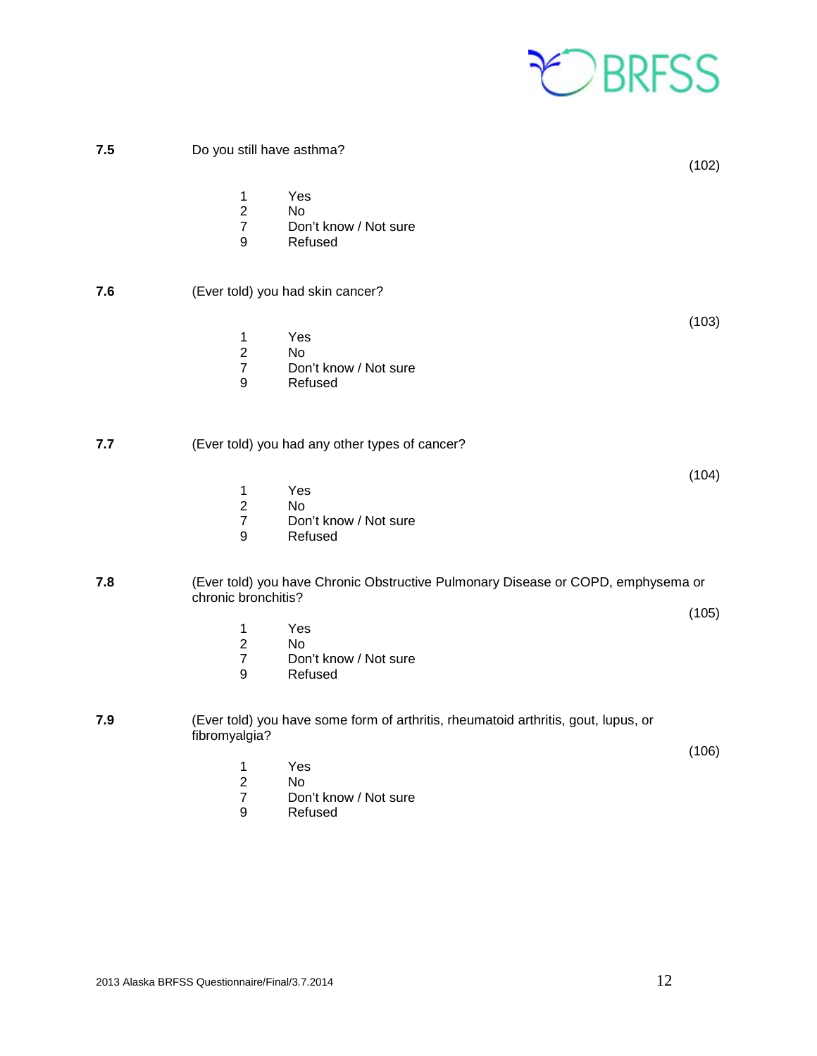**7.5** Do you still have asthma?

(102)

1 Yes
2 No
7 Don't know / Not sure
9 Refused

**7.6** (Ever told) you had skin cancer?

(103)

1 Yes
2 No
7 Don't know / Not sure
9 Refused

**7.7** (Ever told) you had any other types of cancer?

(104)

1 Yes
2 No
7 Don't know / Not sure
9 Refused

**7.8** (Ever told) you have Chronic Obstructive Pulmonary Disease or COPD, emphysema or chronic bronchitis?

(105)

1 Yes
2 No
7 Don't know / Not sure
9 Refused

**7.9** (Ever told) you have some form of arthritis, rheumatoid arthritis, gout, lupus, or fibromyalgia?

(106)

1 Yes
2 No
7 Don't know / Not sure
9 Refused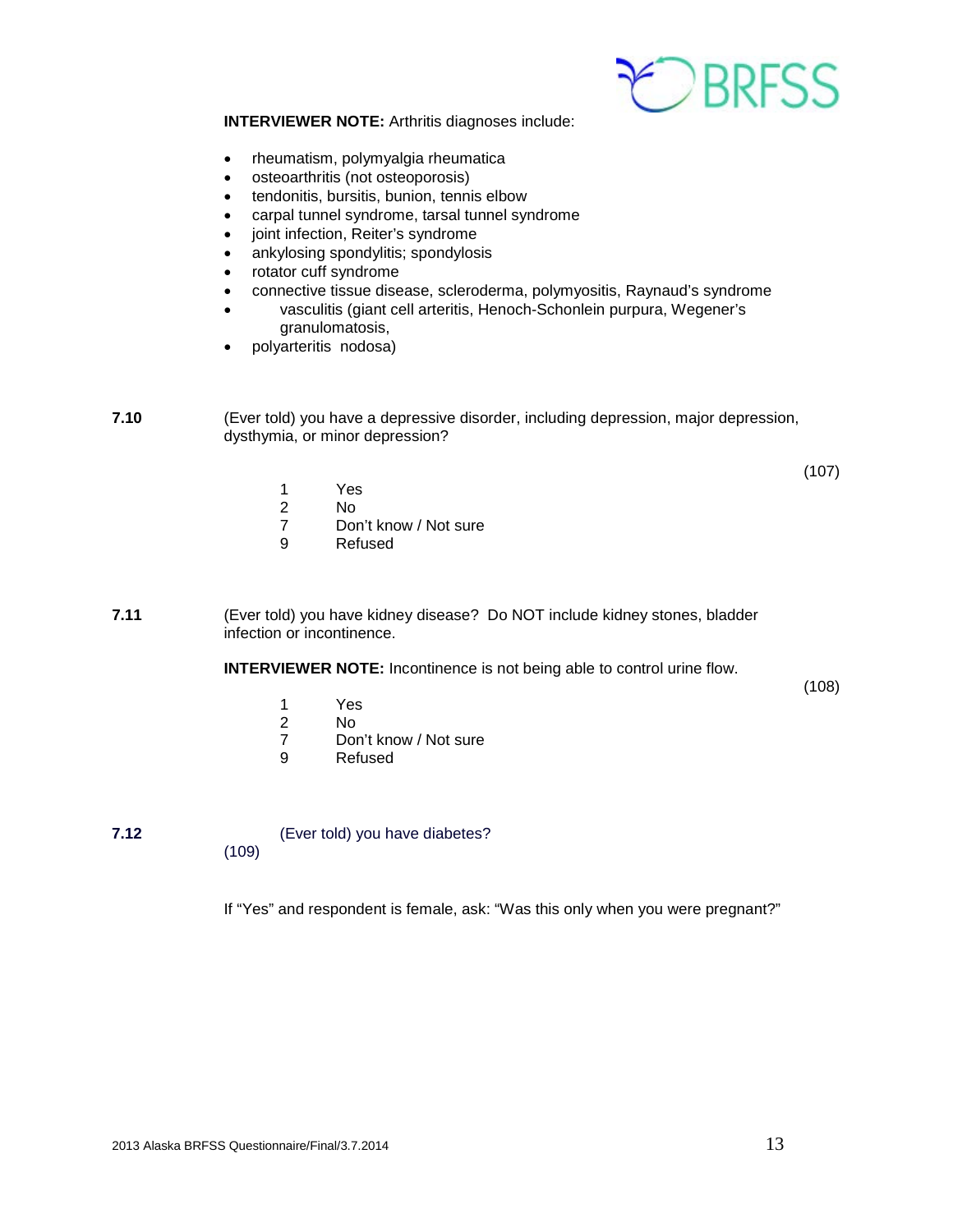**INTERVIEWER NOTE:** Arthritis diagnoses include:

- rheumatism, polymyalgia rheumatica
- osteoarthritis (not osteoporosis)
- tendonitis, bursitis, bunion, tennis elbow
- carpal tunnel syndrome, tarsal tunnel syndrome
- joint infection, Reiter's syndrome
- ankylosing spondylitis; spondylosis
- rotator cuff syndrome
- connective tissue disease, scleroderma, polymyositis, Raynaud's syndrome
- vasculitis (giant cell arteritis, Henoch-Schonlein purpura, Wegener's granulomatosis,
- polyarteritis nodosa)

**7.10** (Ever told) you have a depressive disorder, including depression, major depression, dysthymia, or minor depression?

(107)

1 Yes
2 No
7 Don't know / Not sure
9 Refused

**7.11** (Ever told) you have kidney disease? Do NOT include kidney stones, bladder infection or incontinence.

**INTERVIEWER NOTE:** Incontinence is not being able to control urine flow.

(108)

1 Yes
2 No
7 Don't know / Not sure
9 Refused

**7.12** (Ever told) you have diabetes?

(109)

If "Yes" and respondent is female, ask: "Was this only when you were pregnant?"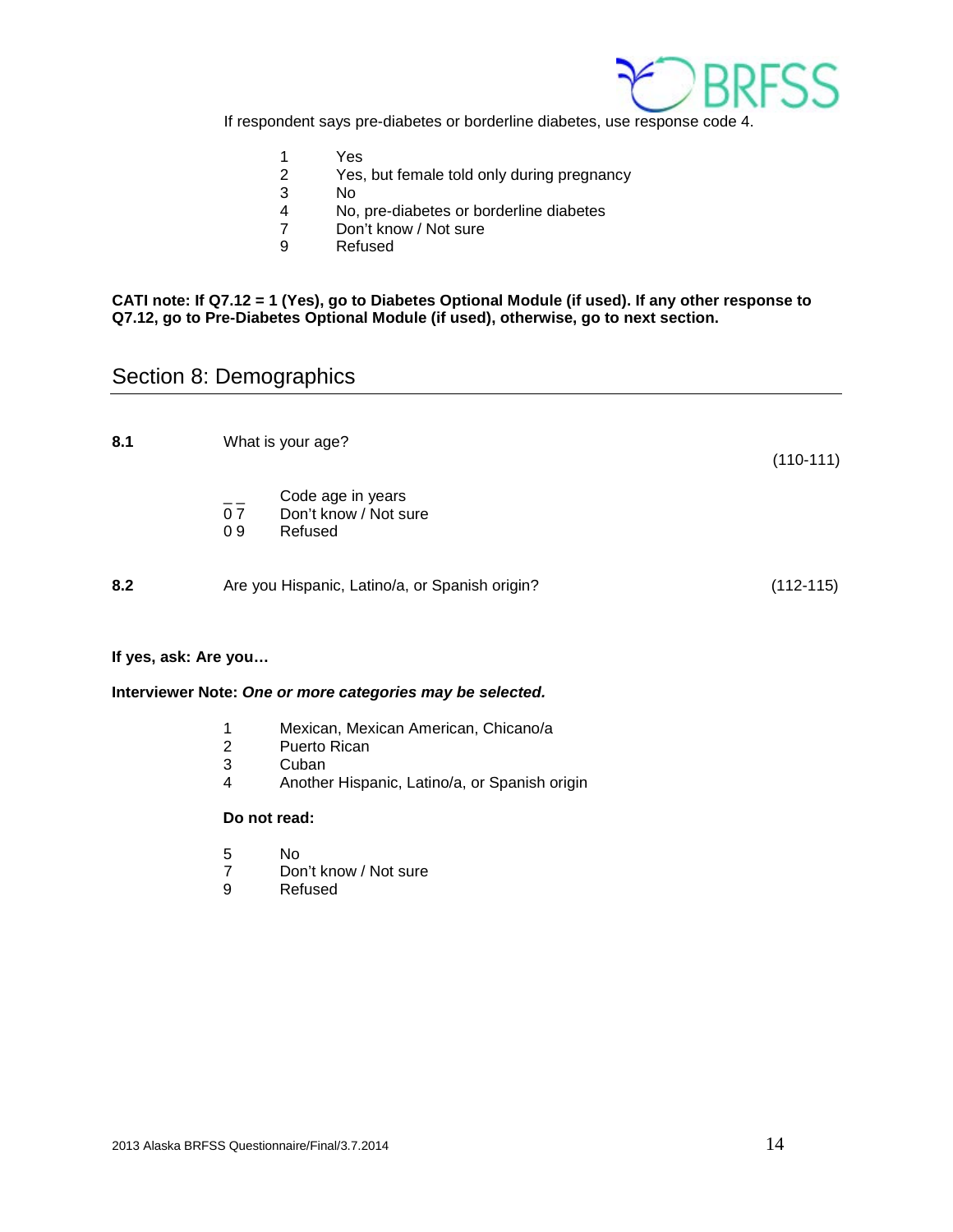If respondent says pre-diabetes or borderline diabetes, use response code 4.

1 Yes
2 Yes, but female told only during pregnancy
3 No
4 No, pre-diabetes or borderline diabetes
7 Don't know / Not sure
9 Refused

**CATI note: If Q7.12 = 1 (Yes), go to Diabetes Optional Module (if used). If any other response to Q7.12, go to Pre-Diabetes Optional Module (if used), otherwise, go to next section.**

## Section 8: Demographics

**8.1** What is your age? (110-111)

_ _ Code age in years
0 7 Don't know / Not sure
0 9 Refused

**8.2** Are you Hispanic, Latino/a, or Spanish origin? (112-115)

**If yes, ask: Are you…**

**Interviewer Note:** ***One or more categories may be selected.***

1 Mexican, Mexican American, Chicano/a
2 Puerto Rican
3 Cuban
4 Another Hispanic, Latino/a, or Spanish origin

**Do not read:**

5 No
7 Don't know / Not sure
9 Refused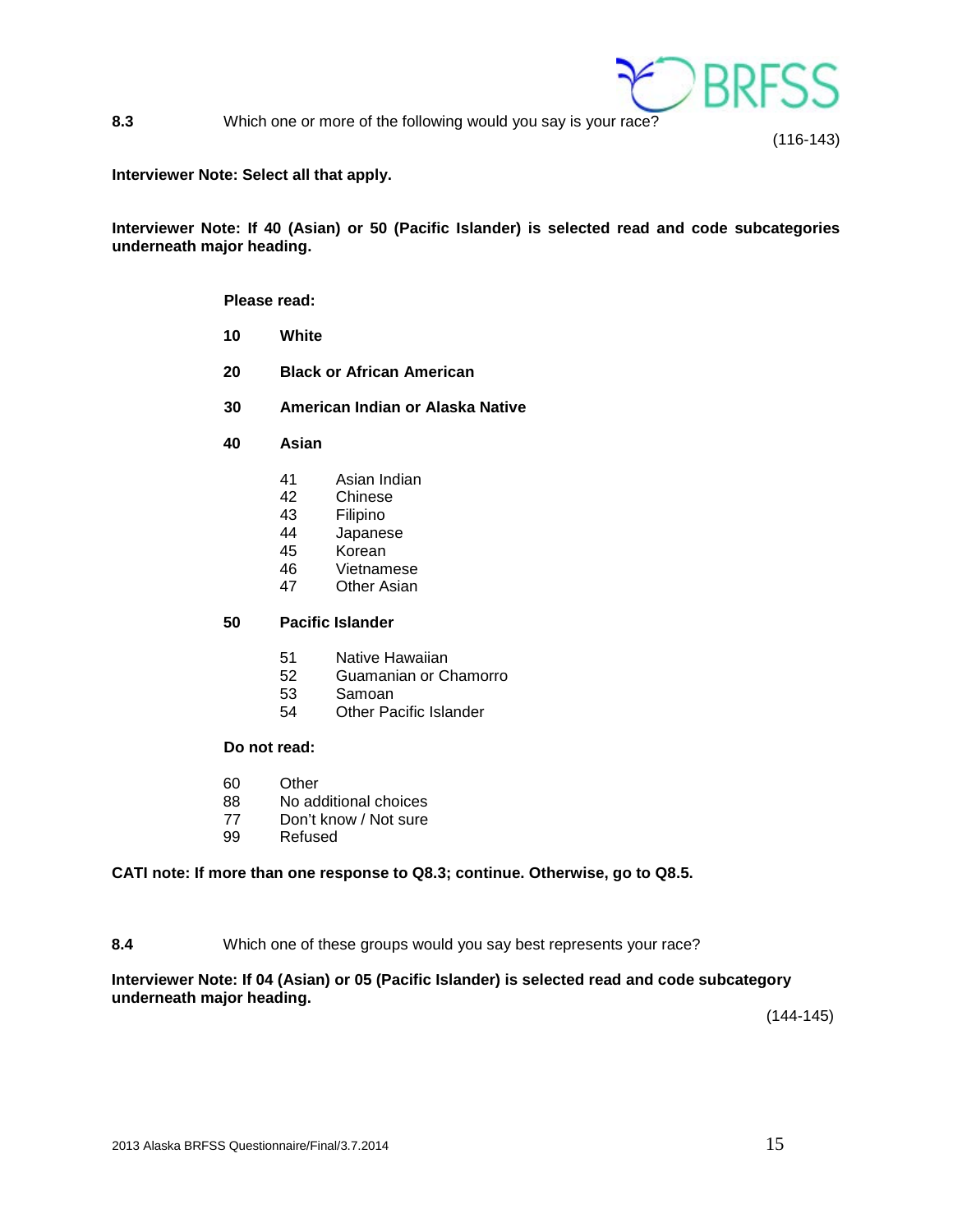**8.3** Which one or more of the following would you say is your race?

(116-143)

**Interviewer Note: Select all that apply.**

**Interviewer Note: If 40 (Asian) or 50 (Pacific Islander) is selected read and code subcategories underneath major heading.**

**Please read:**

**10 White**

**20 Black or African American**

**30 American Indian or Alaska Native**

**40 Asian**

- 41 Asian Indian
- 42 Chinese
- 43 Filipino
- 44 Japanese
- 45 Korean
- 46 Vietnamese
- 47 Other Asian

**50 Pacific Islander**

- 51 Native Hawaiian
- 52 Guamanian or Chamorro
- 53 Samoan
- 54 Other Pacific Islander

**Do not read:**

- 60 Other
- 88 No additional choices
- 77 Don't know / Not sure
- 99 Refused

**CATI note: If more than one response to Q8.3; continue. Otherwise, go to Q8.5.**

**8.4** Which one of these groups would you say best represents your race?

**Interviewer Note: If 04 (Asian) or 05 (Pacific Islander) is selected read and code subcategory underneath major heading.**

(144-145)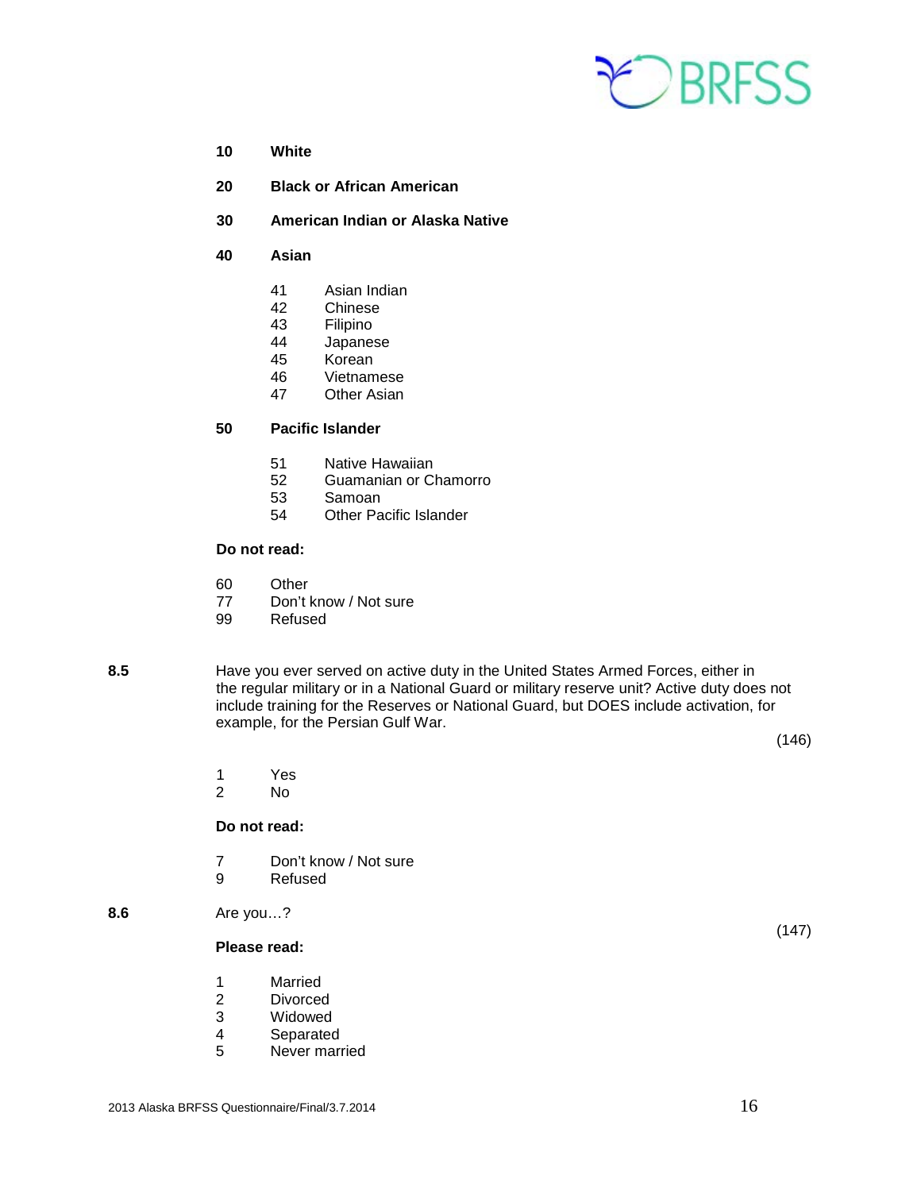**10 White**

**20 Black or African American**

**30 American Indian or Alaska Native**

**40 Asian**

- 41 Asian Indian
- 42 Chinese
- 43 Filipino
- 44 Japanese
- 45 Korean
- 46 Vietnamese
- 47 Other Asian

**50 Pacific Islander**

- 51 Native Hawaiian
- 52 Guamanian or Chamorro
- 53 Samoan
- 54 Other Pacific Islander

**Do not read:**

- 60 Other
- 77 Don't know / Not sure
- 99 Refused

**8.5** Have you ever served on active duty in the United States Armed Forces, either in the regular military or in a National Guard or military reserve unit? Active duty does not include training for the Reserves or National Guard, but DOES include activation, for example, for the Persian Gulf War.

(146)

- 1 Yes
- 2 No

**Do not read:**

- 7 Don't know / Not sure
- 9 Refused

**8.6** Are you…?

(147)

**Please read:**

- 1 Married
- 2 Divorced
- 3 Widowed
- 4 Separated
- 5 Never married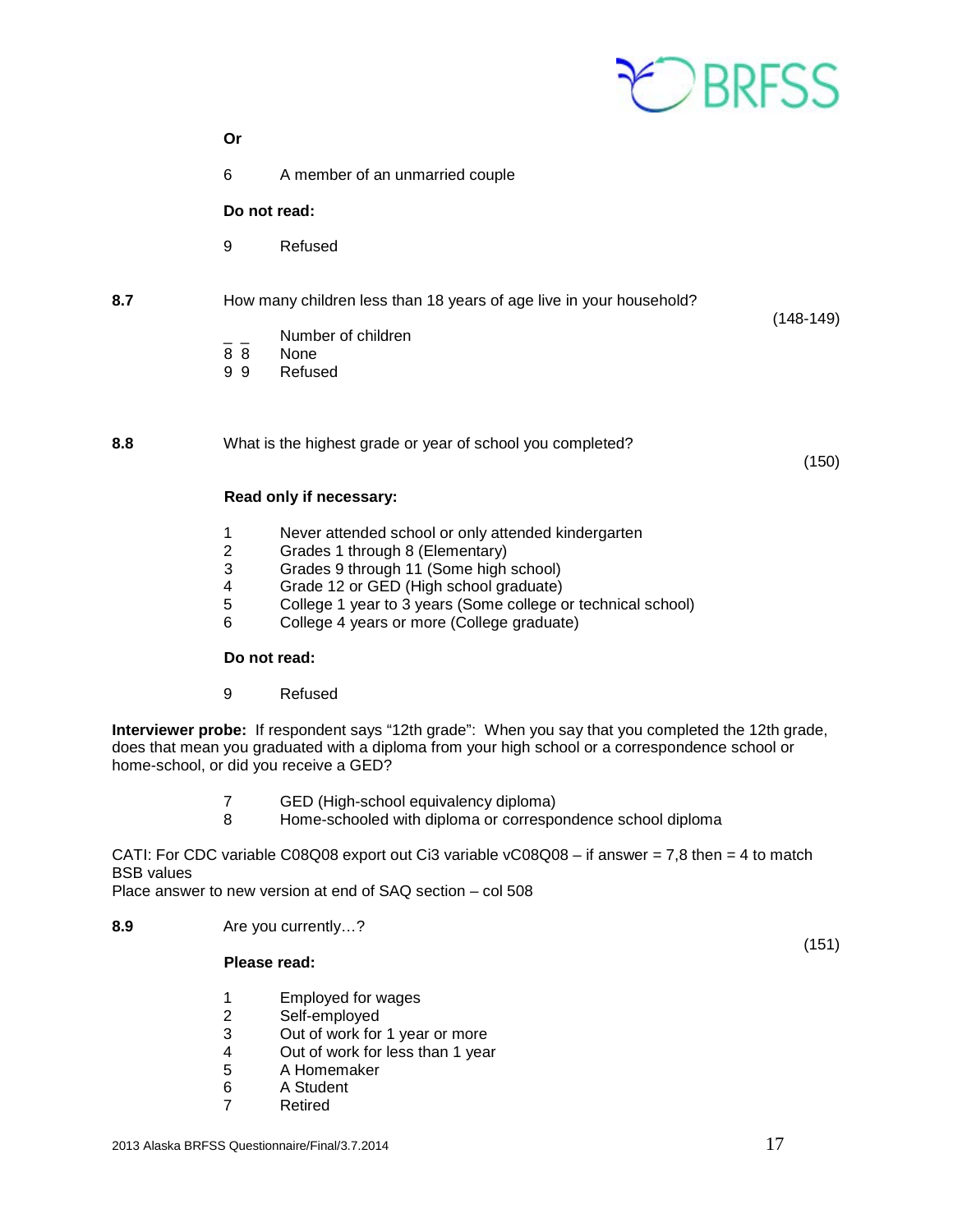**Or**

6 A member of an unmarried couple

**Do not read:**

9 Refused

**8.7** How many children less than 18 years of age live in your household? (148-149)

_ _ Number of children
8 8 None
9 9 Refused

**8.8** What is the highest grade or year of school you completed? (150)

**Read only if necessary:**

1 Never attended school or only attended kindergarten
2 Grades 1 through 8 (Elementary)
3 Grades 9 through 11 (Some high school)
4 Grade 12 or GED (High school graduate)
5 College 1 year to 3 years (Some college or technical school)
6 College 4 years or more (College graduate)

**Do not read:**

9 Refused

**Interviewer probe:** If respondent says "12th grade": When you say that you completed the 12th grade, does that mean you graduated with a diploma from your high school or a correspondence school or home-school, or did you receive a GED?

7 GED (High-school equivalency diploma)
8 Home-schooled with diploma or correspondence school diploma

CATI: For CDC variable C08Q08 export out Ci3 variable vC08Q08 – if answer = 7,8 then = 4 to match BSB values
Place answer to new version at end of SAQ section – col 508

**8.9** Are you currently…? (151)

**Please read:**

1 Employed for wages
2 Self-employed
3 Out of work for 1 year or more
4 Out of work for less than 1 year
5 A Homemaker
6 A Student
7 Retired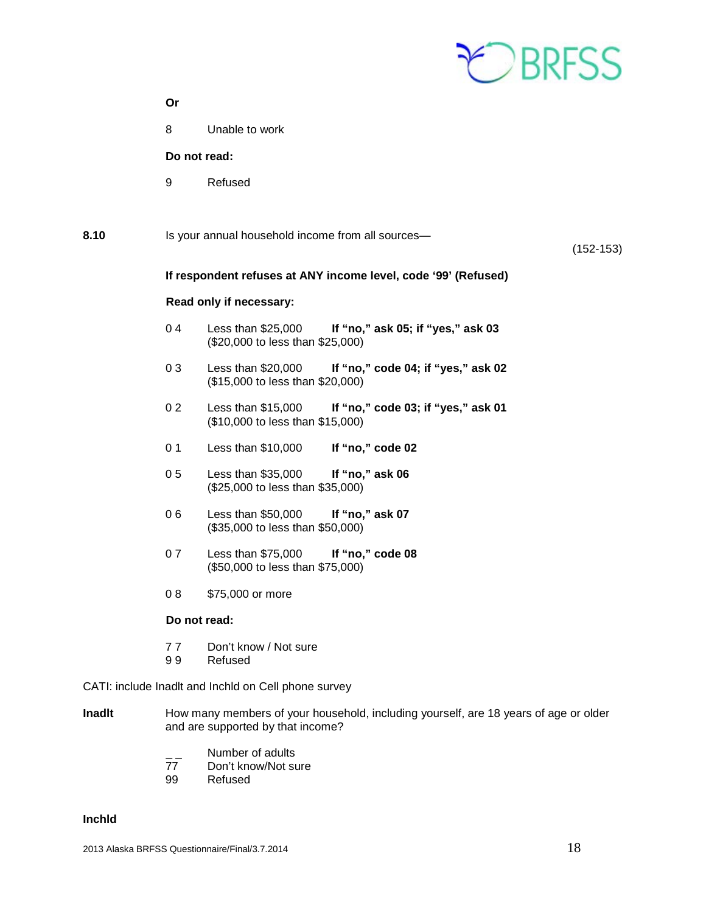**Or**

8	Unable to work

**Do not read:**

9	Refused

**8.10**	Is your annual household income from all sources—

(152-153)

**If respondent refuses at ANY income level, code '99' (Refused)**

**Read only if necessary:**

0 4	Less than $25,000	**If "no," ask 05; if "yes," ask 03**
($20,000 to less than $25,000)

0 3	Less than $20,000	**If "no," code 04; if "yes," ask 02**
($15,000 to less than $20,000)

0 2	Less than $15,000	**If "no," code 03; if "yes," ask 01**
($10,000 to less than $15,000)

0 1	Less than $10,000	**If "no," code 02**

0 5	Less than $35,000	**If "no," ask 06**
($25,000 to less than $35,000)

0 6	Less than $50,000	**If "no," ask 07**
($35,000 to less than $50,000)

0 7	Less than $75,000	**If "no," code 08**
($50,000 to less than $75,000)

0 8	$75,000 or more

**Do not read:**

7 7	Don't know / Not sure
9 9	Refused

CATI: include Inadlt and Inchld on Cell phone survey

**Inadlt**	How many members of your household, including yourself, are 18 years of age or older and are supported by that income?

_ _	Number of adults
77	Don't know/Not sure
99	Refused

**Inchld**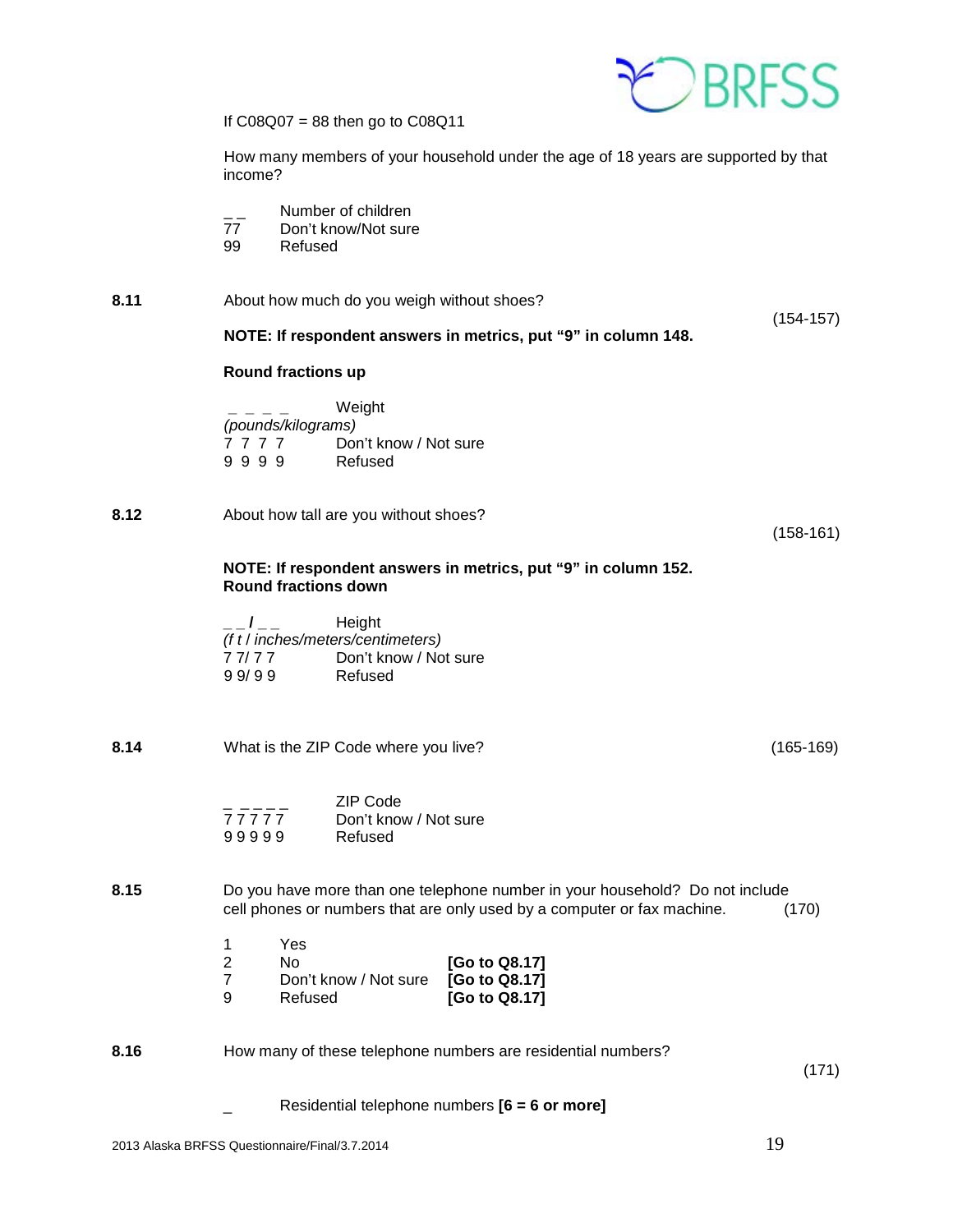If C08Q07 = 88 then go to C08Q11

How many members of your household under the age of 18 years are supported by that income?

_ _ Number of children
77 Don't know/Not sure
99 Refused

**8.11** About how much do you weigh without shoes? (154-157)

**NOTE: If respondent answers in metrics, put "9" in column 148.**

**Round fractions up**

_ _ _ _ Weight
*(pounds/kilograms)*
7 7 7 7 Don't know / Not sure
9 9 9 9 Refused

**8.12** About how tall are you without shoes? (158-161)

**NOTE: If respondent answers in metrics, put "9" in column 152.**
**Round fractions down**

_ _ **/** _ _ Height
*(f t / inches/meters/centimeters)*
7 7/ 7 7 Don't know / Not sure
9 9/ 9 9 Refused

**8.14** What is the ZIP Code where you live? (165-169)

_ _ _ _ _ ZIP Code
7 7 7 7 7 Don't know / Not sure
9 9 9 9 9 Refused

**8.15** Do you have more than one telephone number in your household? Do not include cell phones or numbers that are only used by a computer or fax machine. (170)

1 Yes
2 No **[Go to Q8.17]**
7 Don't know / Not sure **[Go to Q8.17]**
9 Refused **[Go to Q8.17]**

**8.16** How many of these telephone numbers are residential numbers? (171)

_ Residential telephone numbers **[6 = 6 or more]**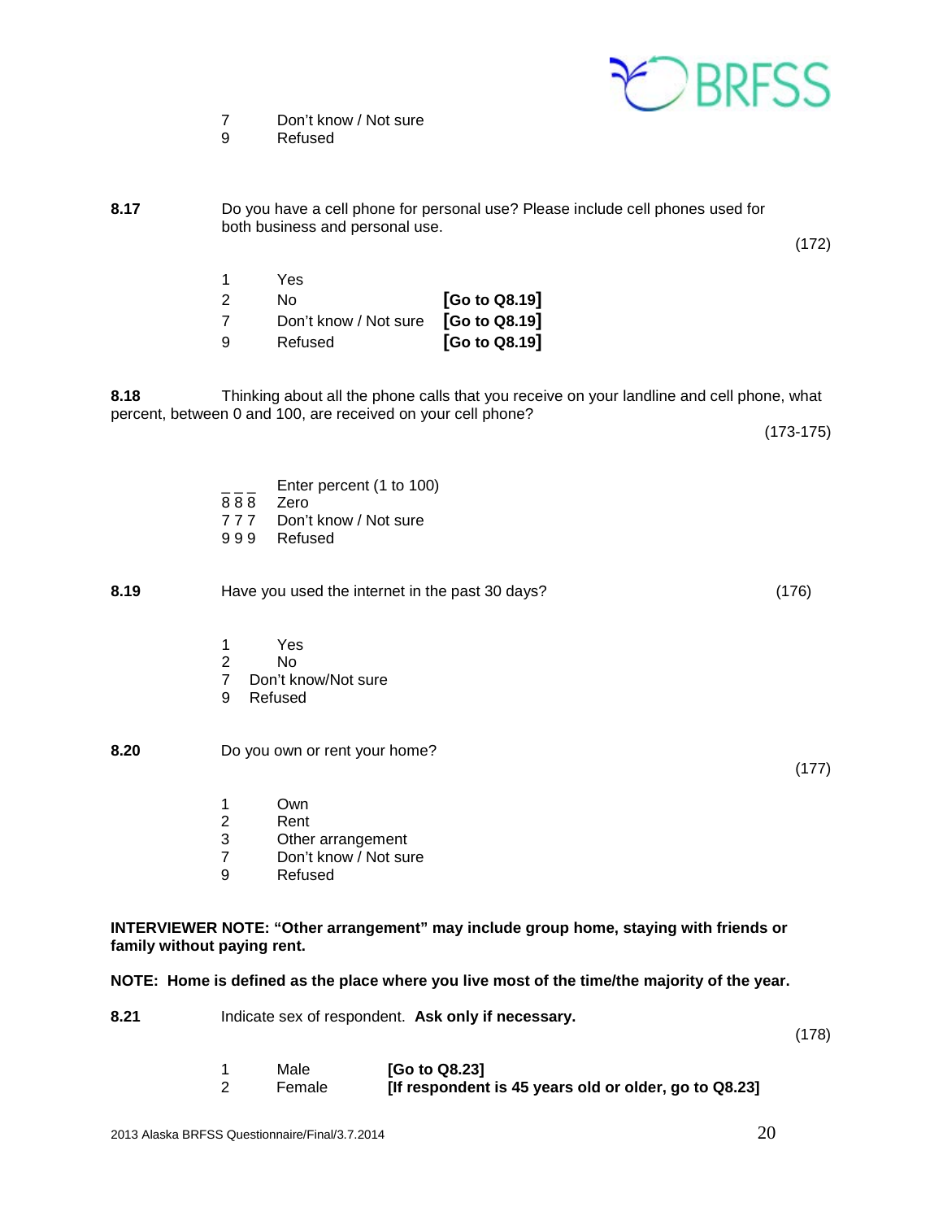7 Don't know / Not sure
9 Refused

**8.17** Do you have a cell phone for personal use? Please include cell phones used for both business and personal use.

(172)

1 Yes
2 No **[Go to Q8.19]**
7 Don't know / Not sure **[Go to Q8.19]**
9 Refused **[Go to Q8.19]**

**8.18** Thinking about all the phone calls that you receive on your landline and cell phone, what percent, between 0 and 100, are received on your cell phone?

(173-175)

_ _ _ Enter percent (1 to 100)
8 8 8 Zero
7 7 7 Don't know / Not sure
9 9 9 Refused

**8.19** Have you used the internet in the past 30 days? (176)

1 Yes
2 No
7 Don't know/Not sure
9 Refused

**8.20** Do you own or rent your home?

(177)

1 Own
2 Rent
3 Other arrangement
7 Don't know / Not sure
9 Refused

**INTERVIEWER NOTE: "Other arrangement" may include group home, staying with friends or family without paying rent.**

**NOTE: Home is defined as the place where you live most of the time/the majority of the year.**

**8.21** Indicate sex of respondent. **Ask only if necessary.**

(178)

1 Male **[Go to Q8.23]**
2 Female **[If respondent is 45 years old or older, go to Q8.23]**

2013 Alaska BRFSS Questionnaire/Final/3.7.2014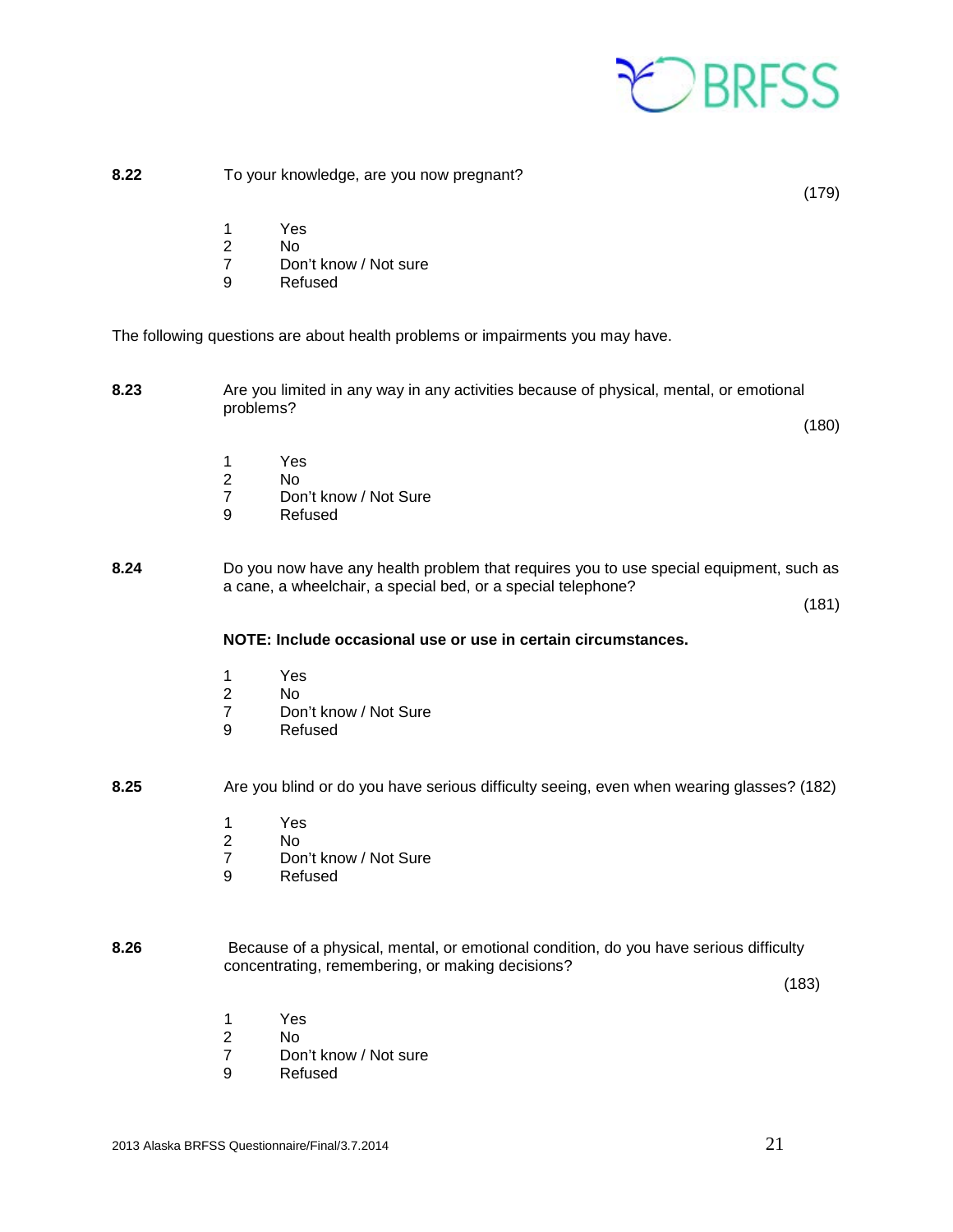**8.22** To your knowledge, are you now pregnant? (179)

1 Yes
2 No
7 Don't know / Not sure
9 Refused

The following questions are about health problems or impairments you may have.

**8.23** Are you limited in any way in any activities because of physical, mental, or emotional problems? (180)

1 Yes
2 No
7 Don't know / Not Sure
9 Refused

**8.24** Do you now have any health problem that requires you to use special equipment, such as a cane, a wheelchair, a special bed, or a special telephone? (181)

**NOTE: Include occasional use or use in certain circumstances.**

1 Yes
2 No
7 Don't know / Not Sure
9 Refused

**8.25** Are you blind or do you have serious difficulty seeing, even when wearing glasses? (182)

1 Yes
2 No
7 Don't know / Not Sure
9 Refused

**8.26** Because of a physical, mental, or emotional condition, do you have serious difficulty concentrating, remembering, or making decisions? (183)

1 Yes
2 No
7 Don't know / Not sure
9 Refused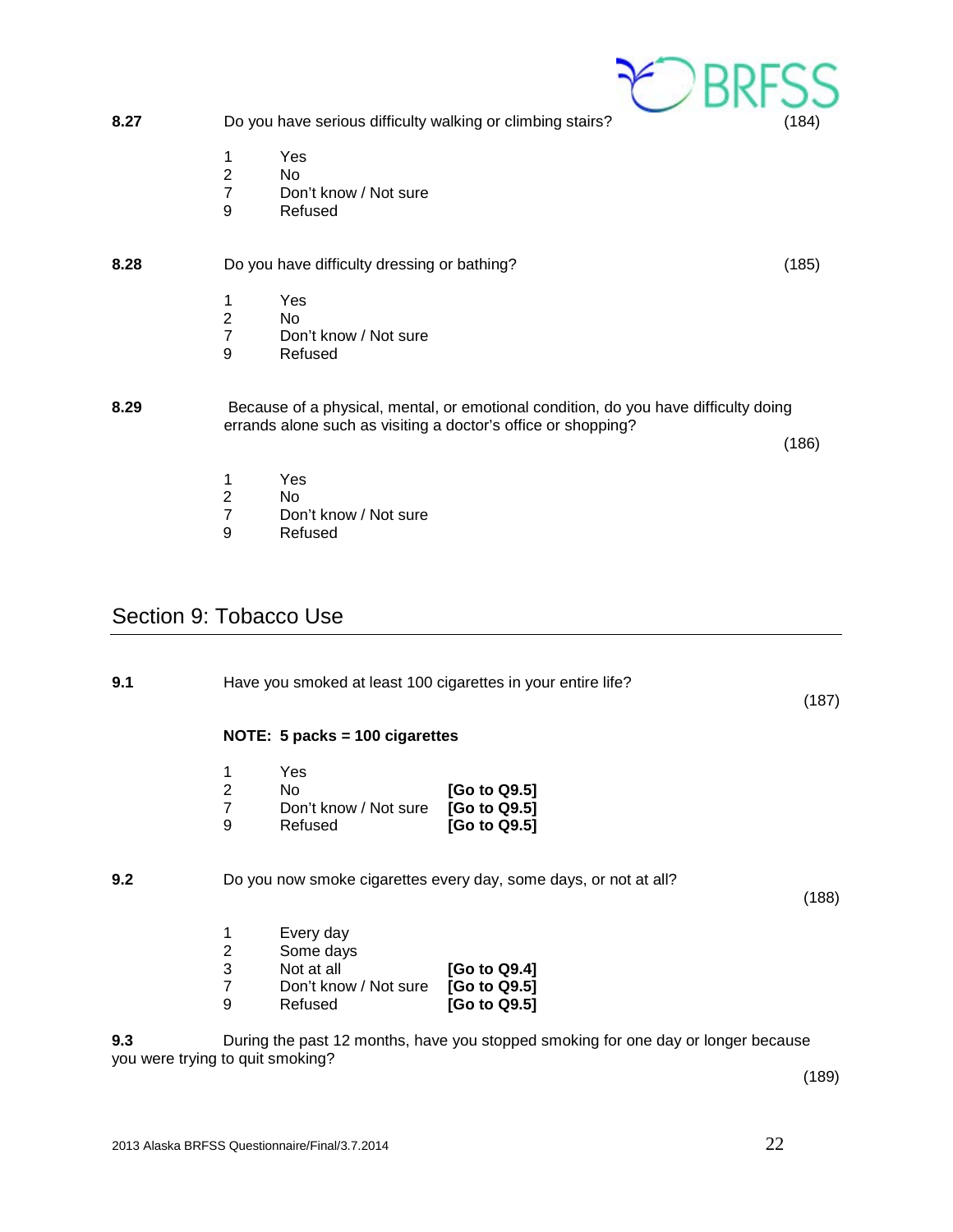**8.27** Do you have serious difficulty walking or climbing stairs? (184)

1 Yes
2 No
7 Don't know / Not sure
9 Refused

**8.28** Do you have difficulty dressing or bathing? (185)

1 Yes
2 No
7 Don't know / Not sure
9 Refused

**8.29** Because of a physical, mental, or emotional condition, do you have difficulty doing errands alone such as visiting a doctor's office or shopping? (186)

1 Yes
2 No
7 Don't know / Not sure
9 Refused

## Section 9: Tobacco Use

**9.1** Have you smoked at least 100 cigarettes in your entire life? (187)

**NOTE: 5 packs = 100 cigarettes**

1 Yes
2 No **[Go to Q9.5]**
7 Don't know / Not sure **[Go to Q9.5]**
9 Refused **[Go to Q9.5]**

**9.2** Do you now smoke cigarettes every day, some days, or not at all? (188)

1 Every day
2 Some days
3 Not at all **[Go to Q9.4]**
7 Don't know / Not sure **[Go to Q9.5]**
9 Refused **[Go to Q9.5]**

**9.3** During the past 12 months, have you stopped smoking for one day or longer because you were trying to quit smoking? (189)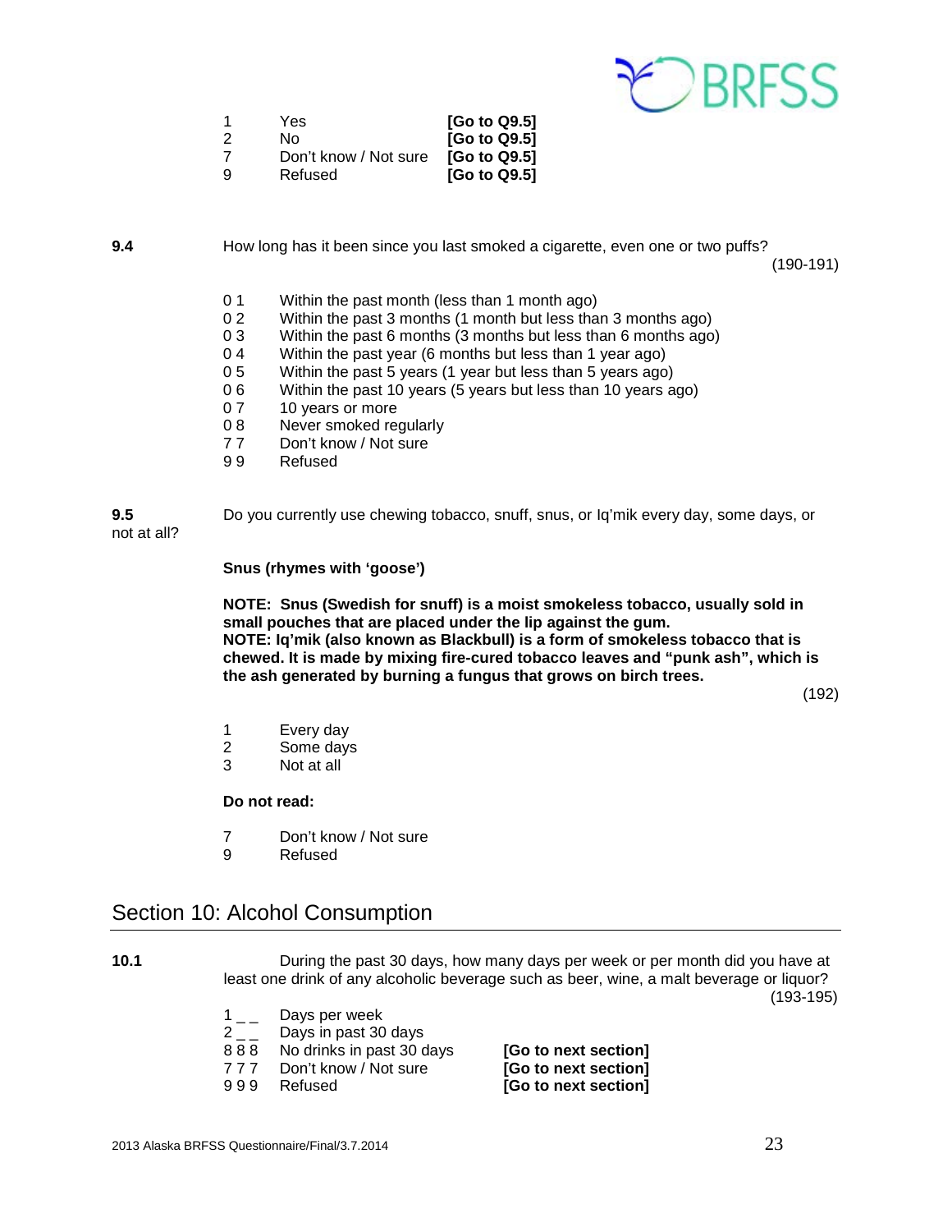| | | |
|---|---|---|
| 1 | Yes | **[Go to Q9.5]** |
| 2 | No | **[Go to Q9.5]** |
| 7 | Don't know / Not sure | **[Go to Q9.5]** |
| 9 | Refused | **[Go to Q9.5]** |

**9.4** How long has it been since you last smoked a cigarette, even one or two puffs? (190-191)

| | |
|---|---|
| 0 1 | Within the past month (less than 1 month ago) |
| 0 2 | Within the past 3 months (1 month but less than 3 months ago) |
| 0 3 | Within the past 6 months (3 months but less than 6 months ago) |
| 0 4 | Within the past year (6 months but less than 1 year ago) |
| 0 5 | Within the past 5 years (1 year but less than 5 years ago) |
| 0 6 | Within the past 10 years (5 years but less than 10 years ago) |
| 0 7 | 10 years or more |
| 0 8 | Never smoked regularly |
| 7 7 | Don't know / Not sure |
| 9 9 | Refused |

**9.5** Do you currently use chewing tobacco, snuff, snus, or Iq'mik every day, some days, or not at all?

**Snus (rhymes with 'goose')**

**NOTE: Snus (Swedish for snuff) is a moist smokeless tobacco, usually sold in small pouches that are placed under the lip against the gum.**
**NOTE: Iq'mik (also known as Blackbull) is a form of smokeless tobacco that is chewed. It is made by mixing fire-cured tobacco leaves and "punk ash", which is the ash generated by burning a fungus that grows on birch trees.**

(192)

| | |
|---|---|
| 1 | Every day |
| 2 | Some days |
| 3 | Not at all |

**Do not read:**

| | |
|---|---|
| 7 | Don't know / Not sure |
| 9 | Refused |

## Section 10: Alcohol Consumption

**10.1** During the past 30 days, how many days per week or per month did you have at least one drink of any alcoholic beverage such as beer, wine, a malt beverage or liquor? (193-195)

| | | |
|---|---|---|
| 1 _ _ | Days per week | |
| 2 _ _ | Days in past 30 days | |
| 8 8 8 | No drinks in past 30 days | **[Go to next section]** |
| 7 7 7 | Don't know / Not sure | **[Go to next section]** |
| 9 9 9 | Refused | **[Go to next section]** |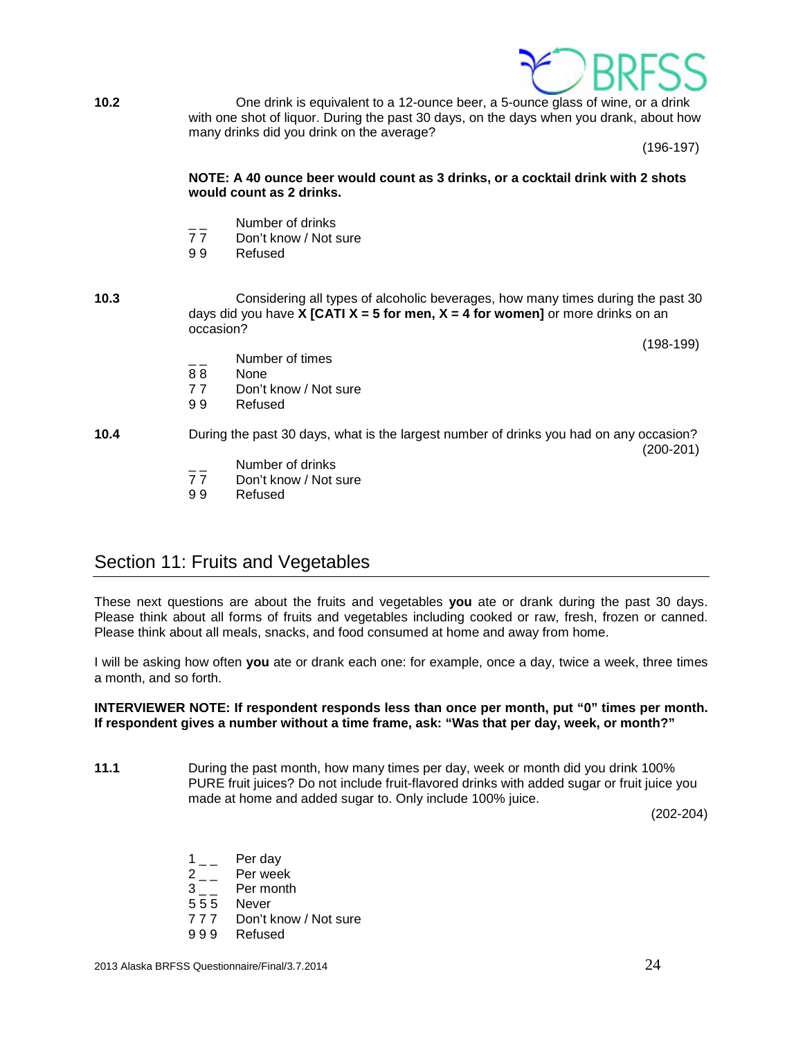**10.2** One drink is equivalent to a 12-ounce beer, a 5-ounce glass of wine, or a drink with one shot of liquor. During the past 30 days, on the days when you drank, about how many drinks did you drink on the average?

(196-197)

**NOTE: A 40 ounce beer would count as 3 drinks, or a cocktail drink with 2 shots would count as 2 drinks.**

_ _ Number of drinks
7 7 Don't know / Not sure
9 9 Refused

**10.3** Considering all types of alcoholic beverages, how many times during the past 30 days did you have **X [CATI X = 5 for men, X = 4 for women]** or more drinks on an occasion?

(198-199)

_ _ Number of times
8 8 None
7 7 Don't know / Not sure
9 9 Refused

**10.4** During the past 30 days, what is the largest number of drinks you had on any occasion?

(200-201)

_ _ Number of drinks
7 7 Don't know / Not sure
9 9 Refused

## Section 11: Fruits and Vegetables

These next questions are about the fruits and vegetables **you** ate or drank during the past 30 days. Please think about all forms of fruits and vegetables including cooked or raw, fresh, frozen or canned. Please think about all meals, snacks, and food consumed at home and away from home.

I will be asking how often **you** ate or drank each one: for example, once a day, twice a week, three times a month, and so forth.

**INTERVIEWER NOTE: If respondent responds less than once per month, put "0" times per month. If respondent gives a number without a time frame, ask: "Was that per day, week, or month?"**

**11.1** During the past month, how many times per day, week or month did you drink 100% PURE fruit juices? Do not include fruit-flavored drinks with added sugar or fruit juice you made at home and added sugar to. Only include 100% juice.

(202-204)

1 _ _ Per day
2 _ _ Per week
3 _ _ Per month
5 5 5 Never
7 7 7 Don't know / Not sure
9 9 9 Refused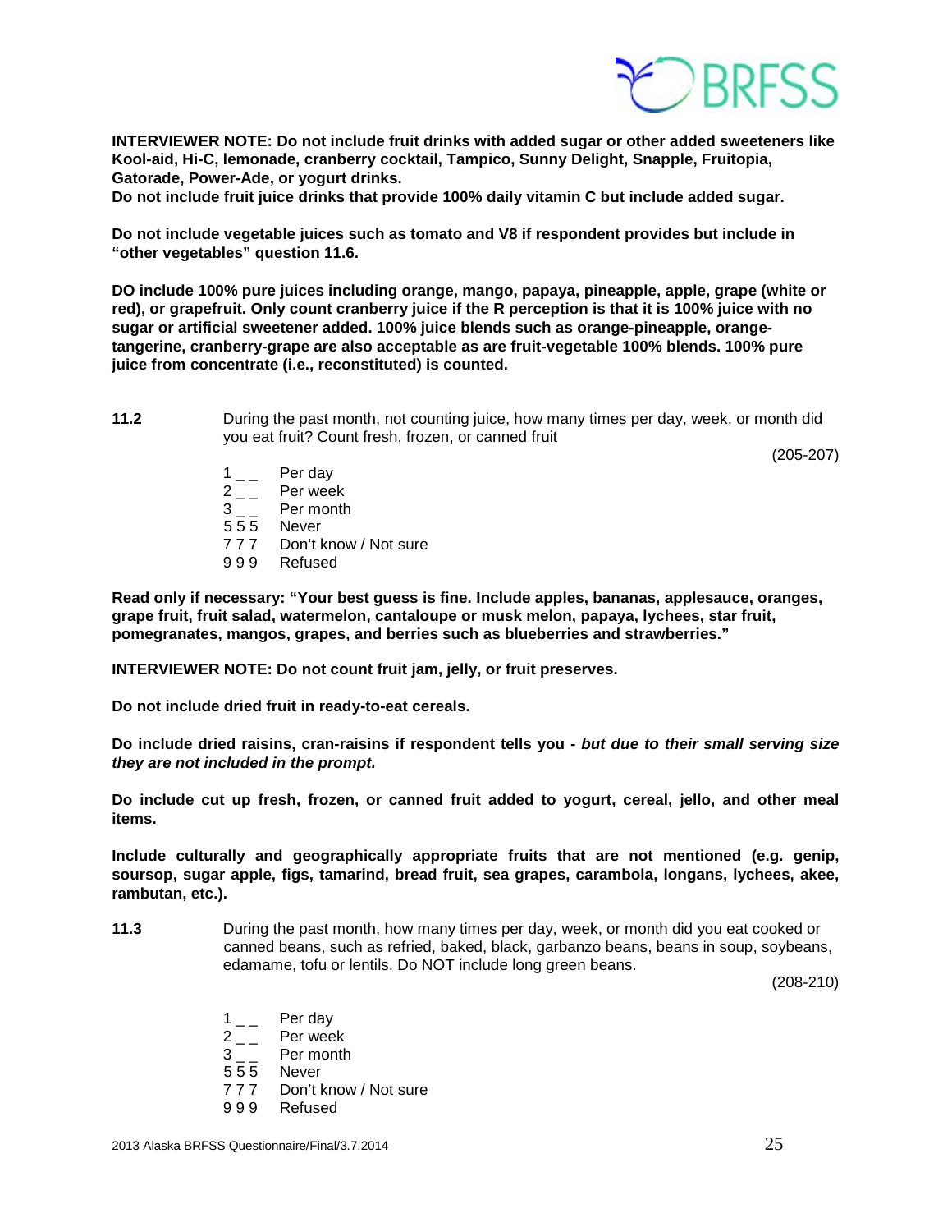**INTERVIEWER NOTE: Do not include fruit drinks with added sugar or other added sweeteners like Kool-aid, Hi-C, lemonade, cranberry cocktail, Tampico, Sunny Delight, Snapple, Fruitopia, Gatorade, Power-Ade, or yogurt drinks.**
**Do not include fruit juice drinks that provide 100% daily vitamin C but include added sugar.**

**Do not include vegetable juices such as tomato and V8 if respondent provides but include in "other vegetables" question 11.6.**

**DO include 100% pure juices including orange, mango, papaya, pineapple, apple, grape (white or red), or grapefruit. Only count cranberry juice if the R perception is that it is 100% juice with no sugar or artificial sweetener added. 100% juice blends such as orange-pineapple, orange-tangerine, cranberry-grape are also acceptable as are fruit-vegetable 100% blends. 100% pure juice from concentrate (i.e., reconstituted) is counted.**

**11.2** During the past month, not counting juice, how many times per day, week, or month did you eat fruit? Count fresh, frozen, or canned fruit

(205-207)

- 1 _ _ Per day
- 2 _ _ Per week
- 3 _ _ Per month
- 5 5 5 Never
- 7 7 7 Don't know / Not sure
- 9 9 9 Refused

**Read only if necessary: "Your best guess is fine. Include apples, bananas, applesauce, oranges, grape fruit, fruit salad, watermelon, cantaloupe or musk melon, papaya, lychees, star fruit, pomegranates, mangos, grapes, and berries such as blueberries and strawberries."**

**INTERVIEWER NOTE: Do not count fruit jam, jelly, or fruit preserves.**

**Do not include dried fruit in ready-to-eat cereals.**

**Do include dried raisins, cran-raisins if respondent tells you -** ***but due to their small serving size they are not included in the prompt.***

**Do include cut up fresh, frozen, or canned fruit added to yogurt, cereal, jello, and other meal items.**

**Include culturally and geographically appropriate fruits that are not mentioned (e.g. genip, soursop, sugar apple, figs, tamarind, bread fruit, sea grapes, carambola, longans, lychees, akee, rambutan, etc.).**

**11.3** During the past month, how many times per day, week, or month did you eat cooked or canned beans, such as refried, baked, black, garbanzo beans, beans in soup, soybeans, edamame, tofu or lentils. Do NOT include long green beans.

(208-210)

- 1 _ _ Per day
- 2 _ _ Per week
- 3 _ _ Per month
- 5 5 5 Never
- 7 7 7 Don't know / Not sure
- 9 9 9 Refused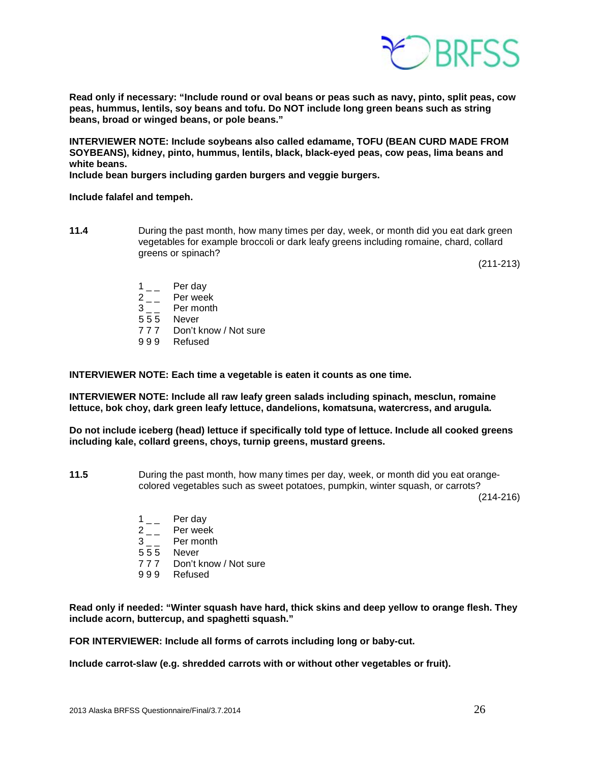**Read only if necessary: "Include round or oval beans or peas such as navy, pinto, split peas, cow peas, hummus, lentils, soy beans and tofu. Do NOT include long green beans such as string beans, broad or winged beans, or pole beans."**

**INTERVIEWER NOTE: Include soybeans also called edamame, TOFU (BEAN CURD MADE FROM SOYBEANS), kidney, pinto, hummus, lentils, black, black-eyed peas, cow peas, lima beans and white beans.**
**Include bean burgers including garden burgers and veggie burgers.**

**Include falafel and tempeh.**

**11.4** During the past month, how many times per day, week, or month did you eat dark green vegetables for example broccoli or dark leafy greens including romaine, chard, collard greens or spinach?

(211-213)

1 _ _ Per day
2 _ _ Per week
3 _ _ Per month
5 5 5 Never
7 7 7 Don't know / Not sure
9 9 9 Refused

**INTERVIEWER NOTE: Each time a vegetable is eaten it counts as one time.**

**INTERVIEWER NOTE: Include all raw leafy green salads including spinach, mesclun, romaine lettuce, bok choy, dark green leafy lettuce, dandelions, komatsuna, watercress, and arugula.**

**Do not include iceberg (head) lettuce if specifically told type of lettuce. Include all cooked greens including kale, collard greens, choys, turnip greens, mustard greens.**

**11.5** During the past month, how many times per day, week, or month did you eat orange-colored vegetables such as sweet potatoes, pumpkin, winter squash, or carrots?

(214-216)

1 _ _ Per day
2 _ _ Per week
3 _ _ Per month
5 5 5 Never
7 7 7 Don't know / Not sure
9 9 9 Refused

**Read only if needed: "Winter squash have hard, thick skins and deep yellow to orange flesh. They include acorn, buttercup, and spaghetti squash."**

**FOR INTERVIEWER: Include all forms of carrots including long or baby-cut.**

**Include carrot-slaw (e.g. shredded carrots with or without other vegetables or fruit).**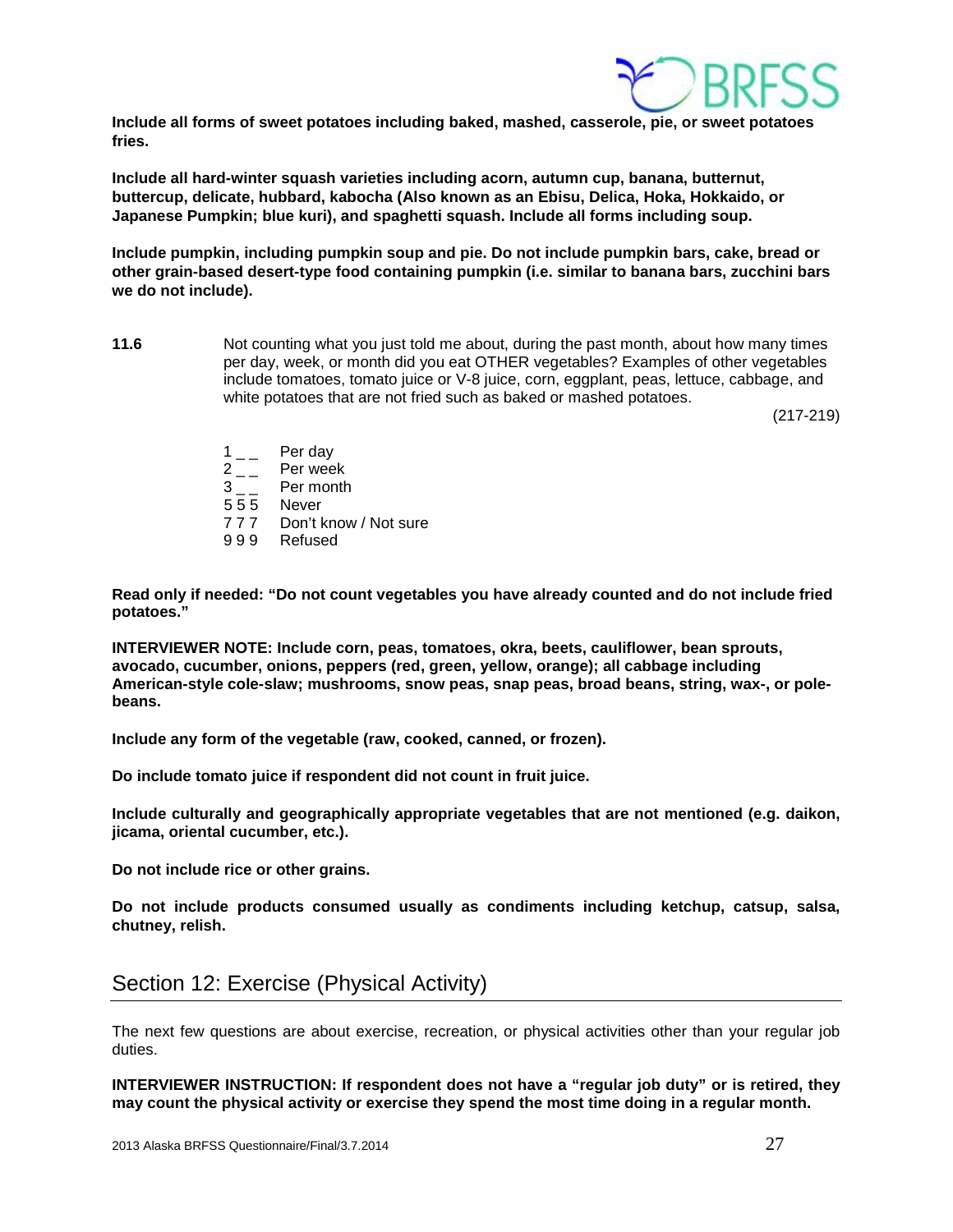**Include all forms of sweet potatoes including baked, mashed, casserole, pie, or sweet potatoes fries.**

**Include all hard-winter squash varieties including acorn, autumn cup, banana, butternut, buttercup, delicate, hubbard, kabocha (Also known as an Ebisu, Delica, Hoka, Hokkaido, or Japanese Pumpkin; blue kuri), and spaghetti squash. Include all forms including soup.**

**Include pumpkin, including pumpkin soup and pie. Do not include pumpkin bars, cake, bread or other grain-based desert-type food containing pumpkin (i.e. similar to banana bars, zucchini bars we do not include).**

**11.6** Not counting what you just told me about, during the past month, about how many times per day, week, or month did you eat OTHER vegetables? Examples of other vegetables include tomatoes, tomato juice or V-8 juice, corn, eggplant, peas, lettuce, cabbage, and white potatoes that are not fried such as baked or mashed potatoes.

(217-219)

1 _ _ Per day
2 _ _ Per week
3 _ _ Per month
5 5 5 Never
7 7 7 Don't know / Not sure
9 9 9 Refused

**Read only if needed: "Do not count vegetables you have already counted and do not include fried potatoes."**

**INTERVIEWER NOTE: Include corn, peas, tomatoes, okra, beets, cauliflower, bean sprouts, avocado, cucumber, onions, peppers (red, green, yellow, orange); all cabbage including American-style cole-slaw; mushrooms, snow peas, snap peas, broad beans, string, wax-, or pole-beans.**

**Include any form of the vegetable (raw, cooked, canned, or frozen).**

**Do include tomato juice if respondent did not count in fruit juice.**

**Include culturally and geographically appropriate vegetables that are not mentioned (e.g. daikon, jicama, oriental cucumber, etc.).**

**Do not include rice or other grains.**

**Do not include products consumed usually as condiments including ketchup, catsup, salsa, chutney, relish.**

## Section 12: Exercise (Physical Activity)

The next few questions are about exercise, recreation, or physical activities other than your regular job duties.

**INTERVIEWER INSTRUCTION: If respondent does not have a "regular job duty" or is retired, they may count the physical activity or exercise they spend the most time doing in a regular month.**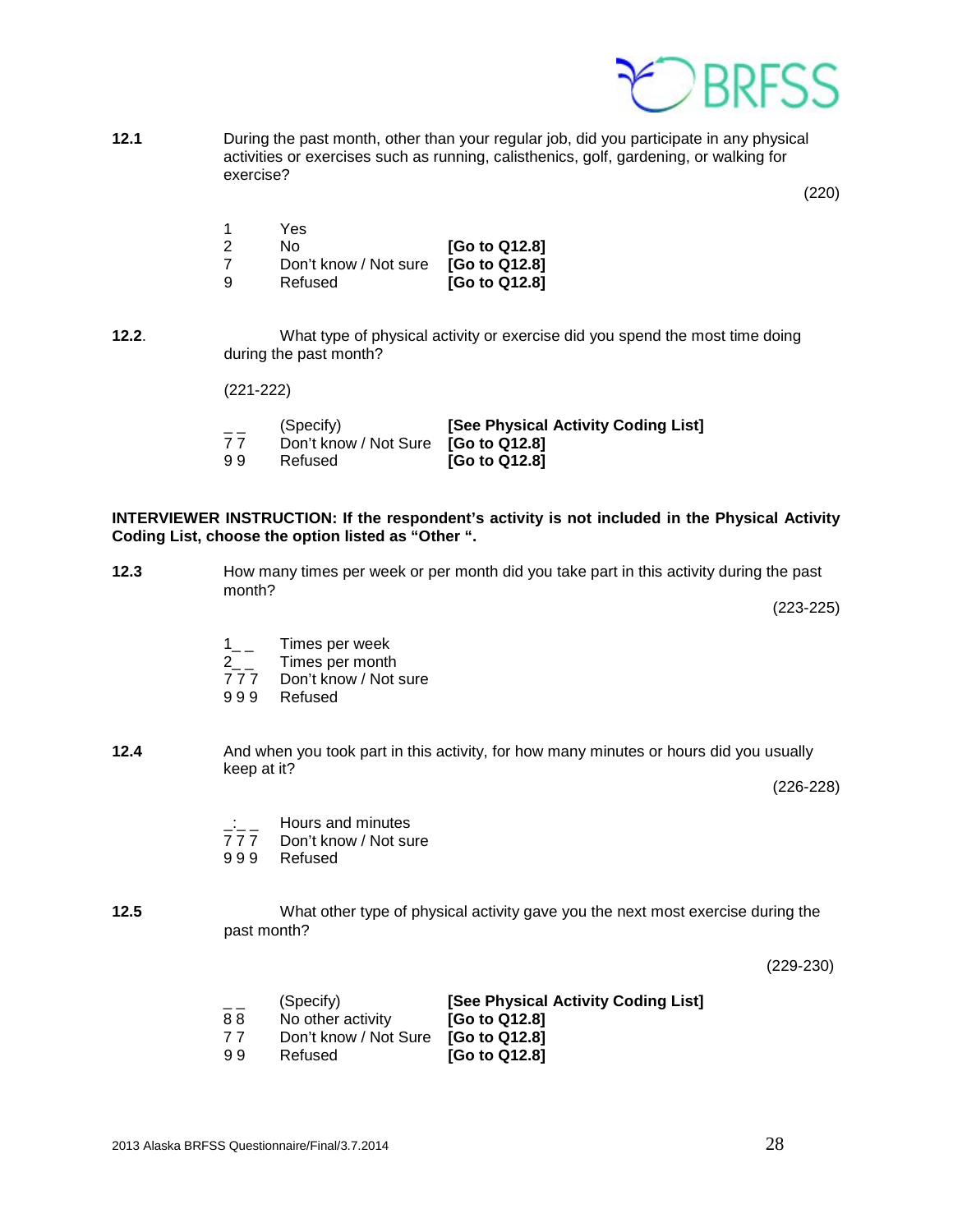**12.1** During the past month, other than your regular job, did you participate in any physical activities or exercises such as running, calisthenics, golf, gardening, or walking for exercise?

(220)

| | | |
|---|---|---|
| 1 | Yes | |
| 2 | No | **[Go to Q12.8]** |
| 7 | Don't know / Not sure | **[Go to Q12.8]** |
| 9 | Refused | **[Go to Q12.8]** |

**12.2**. What type of physical activity or exercise did you spend the most time doing during the past month?

(221-222)

| | | |
|---|---|---|
| _ _ | (Specify) | **[See Physical Activity Coding List]** |
| 7 7 | Don't know / Not Sure | **[Go to Q12.8]** |
| 9 9 | Refused | **[Go to Q12.8]** |

**INTERVIEWER INSTRUCTION: If the respondent's activity is not included in the Physical Activity Coding List, choose the option listed as "Other ".**

**12.3** How many times per week or per month did you take part in this activity during the past month?

(223-225)

| | |
|---|---|
| 1_ _ | Times per week |
| 2_ _ | Times per month |
| 7 7 7 | Don't know / Not sure |
| 9 9 9 | Refused |

**12.4** And when you took part in this activity, for how many minutes or hours did you usually keep at it?

(226-228)

| | |
|---|---|
| _:_ _ | Hours and minutes |
| 7 7 7 | Don't know / Not sure |
| 9 9 9 | Refused |

**12.5** What other type of physical activity gave you the next most exercise during the past month?

(229-230)

| | | |
|---|---|---|
| _ _ | (Specify) | **[See Physical Activity Coding List]** |
| 8 8 | No other activity | **[Go to Q12.8]** |
| 7 7 | Don't know / Not Sure | **[Go to Q12.8]** |
| 9 9 | Refused | **[Go to Q12.8]** |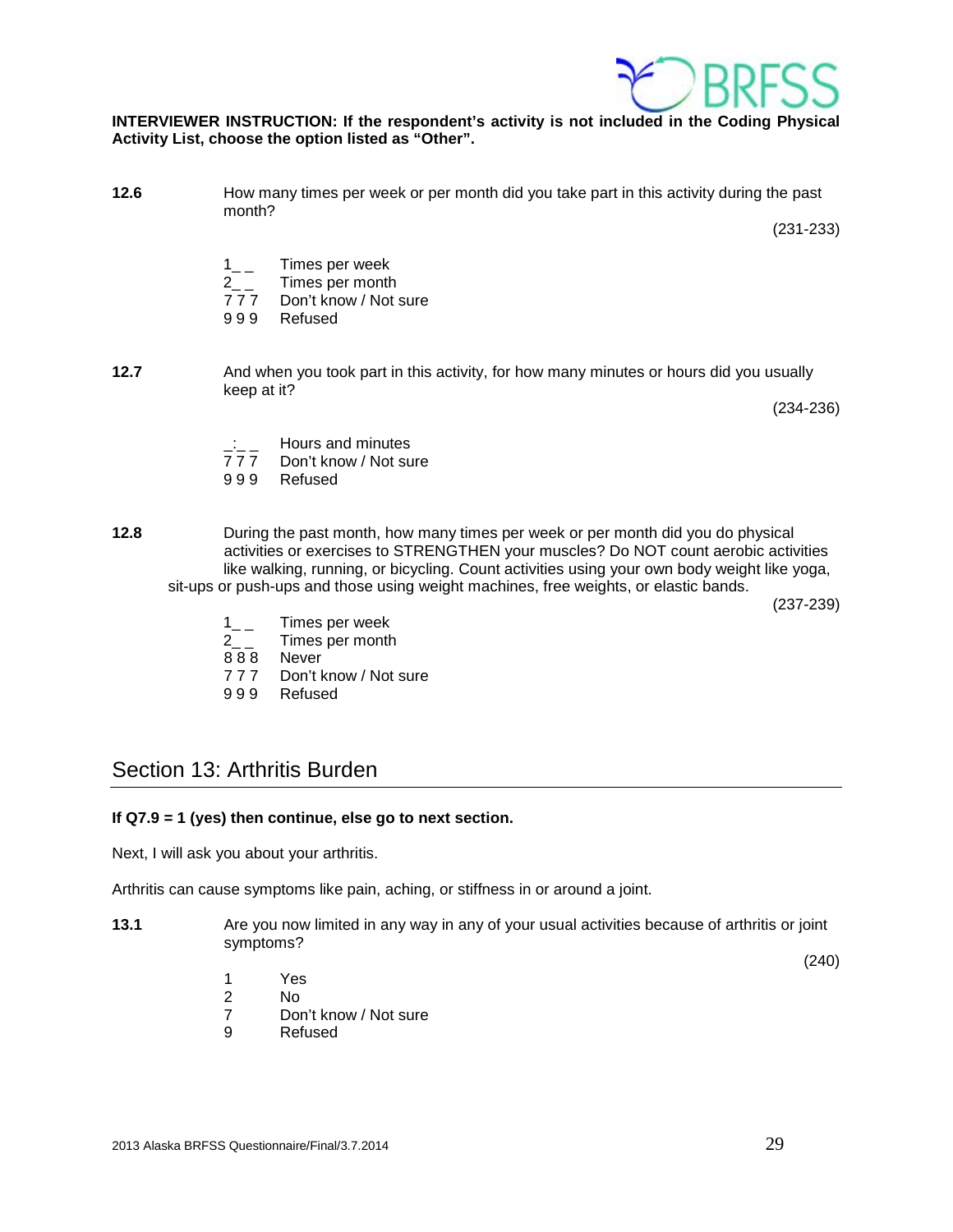**INTERVIEWER INSTRUCTION: If the respondent's activity is not included in the Coding Physical Activity List, choose the option listed as "Other".**

**12.6** How many times per week or per month did you take part in this activity during the past month?

(231-233)

1_ _ Times per week
2_ _ Times per month
7 7 7 Don't know / Not sure
9 9 9 Refused

**12.7** And when you took part in this activity, for how many minutes or hours did you usually keep at it?

(234-236)

_:_ _ Hours and minutes
7 7 7 Don't know / Not sure
9 9 9 Refused

**12.8** During the past month, how many times per week or per month did you do physical activities or exercises to STRENGTHEN your muscles? Do NOT count aerobic activities like walking, running, or bicycling. Count activities using your own body weight like yoga, sit-ups or push-ups and those using weight machines, free weights, or elastic bands.

(237-239)

1_ _ Times per week
2_ _ Times per month
8 8 8 Never
7 7 7 Don't know / Not sure
9 9 9 Refused

## Section 13: Arthritis Burden

**If Q7.9 = 1 (yes) then continue, else go to next section.**

Next, I will ask you about your arthritis.

Arthritis can cause symptoms like pain, aching, or stiffness in or around a joint.

**13.1** Are you now limited in any way in any of your usual activities because of arthritis or joint symptoms?

(240)

1 Yes
2 No
7 Don't know / Not sure
9 Refused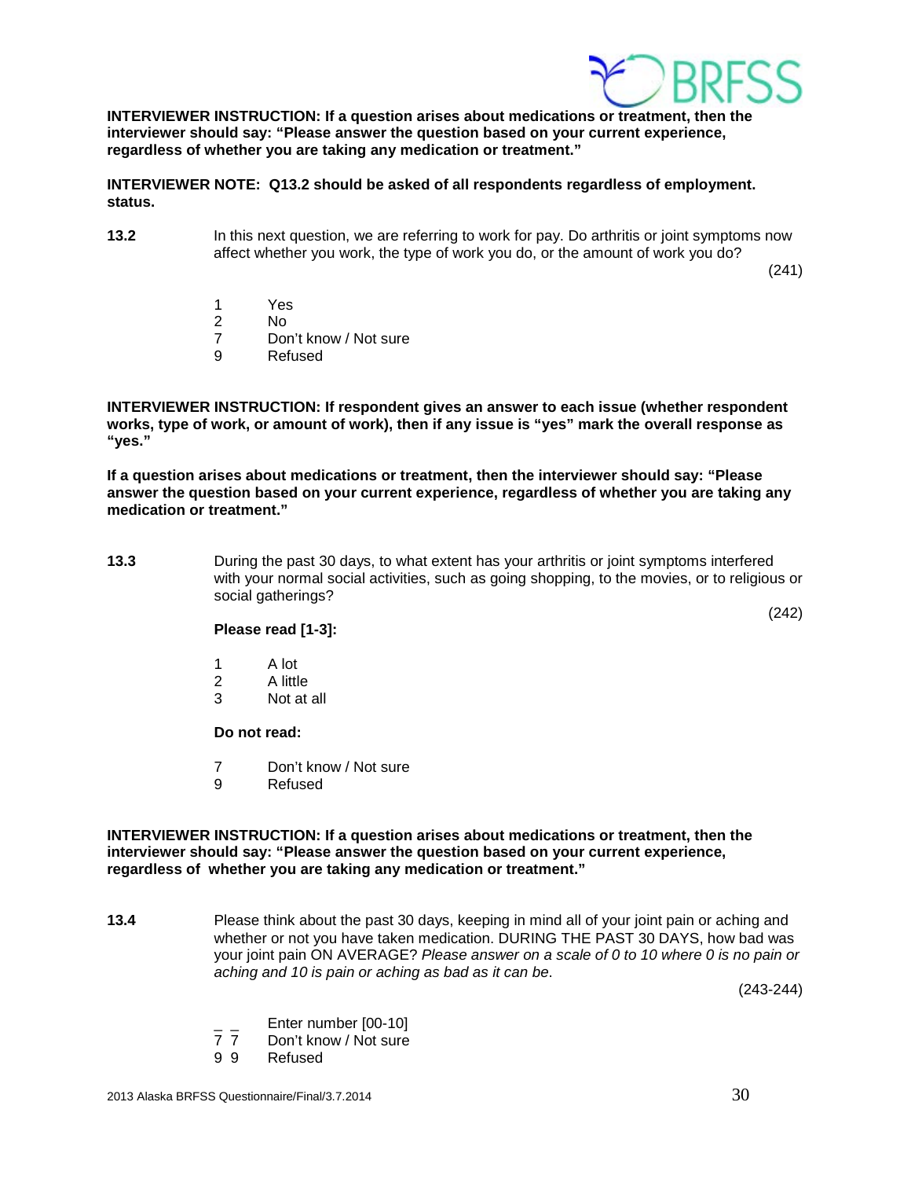**INTERVIEWER INSTRUCTION: If a question arises about medications or treatment, then the interviewer should say: "Please answer the question based on your current experience, regardless of whether you are taking any medication or treatment."**

**INTERVIEWER NOTE: Q13.2 should be asked of all respondents regardless of employment. status.**

**13.2** In this next question, we are referring to work for pay. Do arthritis or joint symptoms now affect whether you work, the type of work you do, or the amount of work you do?

(241)

1 Yes
2 No
7 Don't know / Not sure
9 Refused

**INTERVIEWER INSTRUCTION: If respondent gives an answer to each issue (whether respondent works, type of work, or amount of work), then if any issue is "yes" mark the overall response as "yes."**

**If a question arises about medications or treatment, then the interviewer should say: "Please answer the question based on your current experience, regardless of whether you are taking any medication or treatment."**

**13.3** During the past 30 days, to what extent has your arthritis or joint symptoms interfered with your normal social activities, such as going shopping, to the movies, or to religious or social gatherings?

(242)

**Please read [1-3]:**

1 A lot
2 A little
3 Not at all

**Do not read:**

7 Don't know / Not sure
9 Refused

**INTERVIEWER INSTRUCTION: If a question arises about medications or treatment, then the interviewer should say: "Please answer the question based on your current experience, regardless of whether you are taking any medication or treatment."**

**13.4** Please think about the past 30 days, keeping in mind all of your joint pain or aching and whether or not you have taken medication. DURING THE PAST 30 DAYS, how bad was your joint pain ON AVERAGE? *Please answer on a scale of 0 to 10 where 0 is no pain or aching and 10 is pain or aching as bad as it can be.*

(243-244)

_ _ Enter number [00-10]
7 7 Don't know / Not sure
9 9 Refused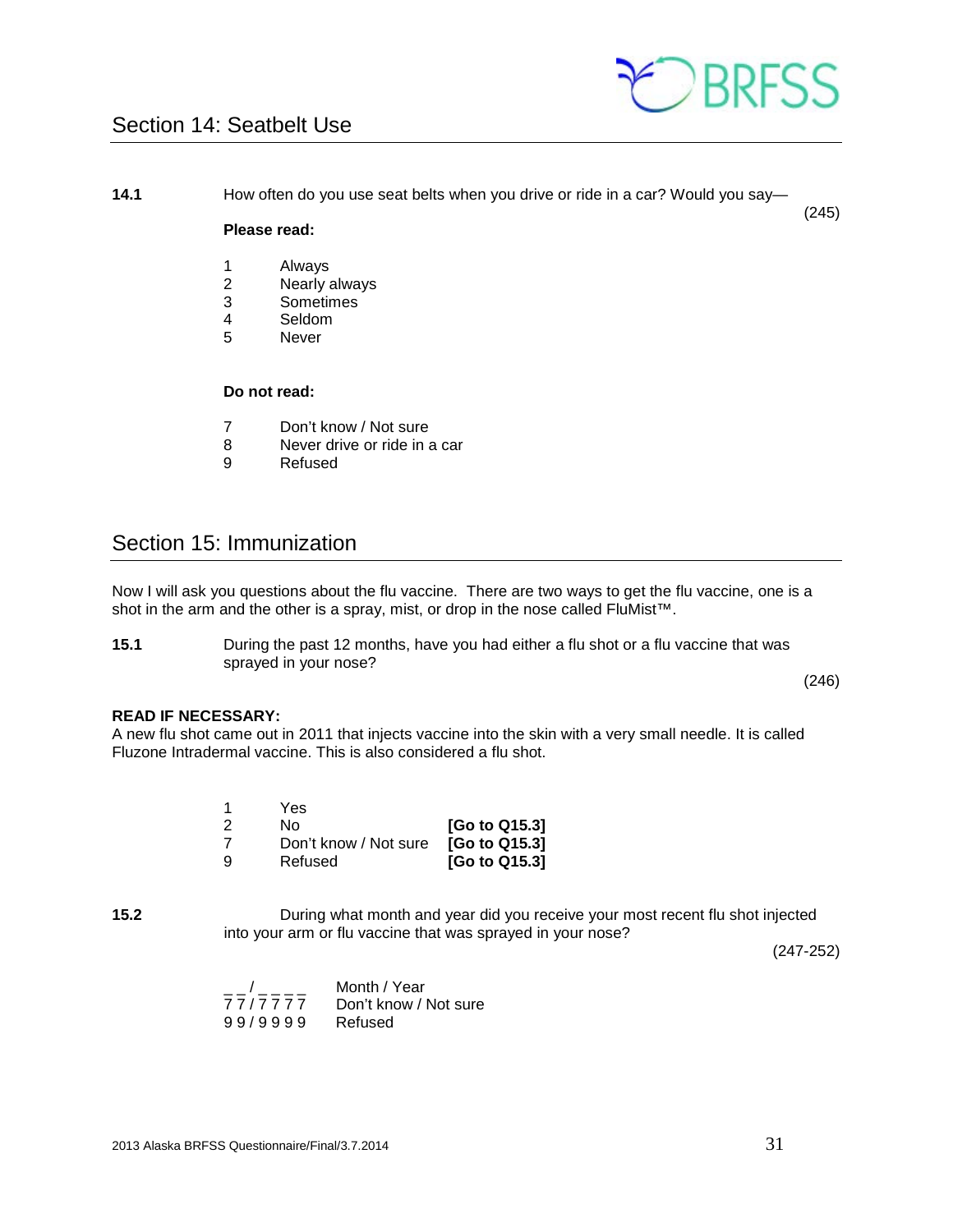## Section 14: Seatbelt Use

**14.1** How often do you use seat belts when you drive or ride in a car? Would you say— (245)

**Please read:**

1 Always
2 Nearly always
3 Sometimes
4 Seldom
5 Never

**Do not read:**

7 Don't know / Not sure
8 Never drive or ride in a car
9 Refused

## Section 15: Immunization

Now I will ask you questions about the flu vaccine. There are two ways to get the flu vaccine, one is a shot in the arm and the other is a spray, mist, or drop in the nose called FluMist™.

**15.1** During the past 12 months, have you had either a flu shot or a flu vaccine that was sprayed in your nose? (246)

**READ IF NECESSARY:**
A new flu shot came out in 2011 that injects vaccine into the skin with a very small needle. It is called Fluzone Intradermal vaccine. This is also considered a flu shot.

| | | |
|---|---|---|
| 1 | Yes | |
| 2 | No | **[Go to Q15.3]** |
| 7 | Don't know / Not sure | **[Go to Q15.3]** |
| 9 | Refused | **[Go to Q15.3]** |

**15.2** During what month and year did you receive your most recent flu shot injected into your arm or flu vaccine that was sprayed in your nose? (247-252)

| | |
|---|---|
| _ _ / _ _ _ _ | Month / Year |
| 7 7 / 7 7 7 7 | Don't know / Not sure |
| 9 9 / 9 9 9 9 | Refused |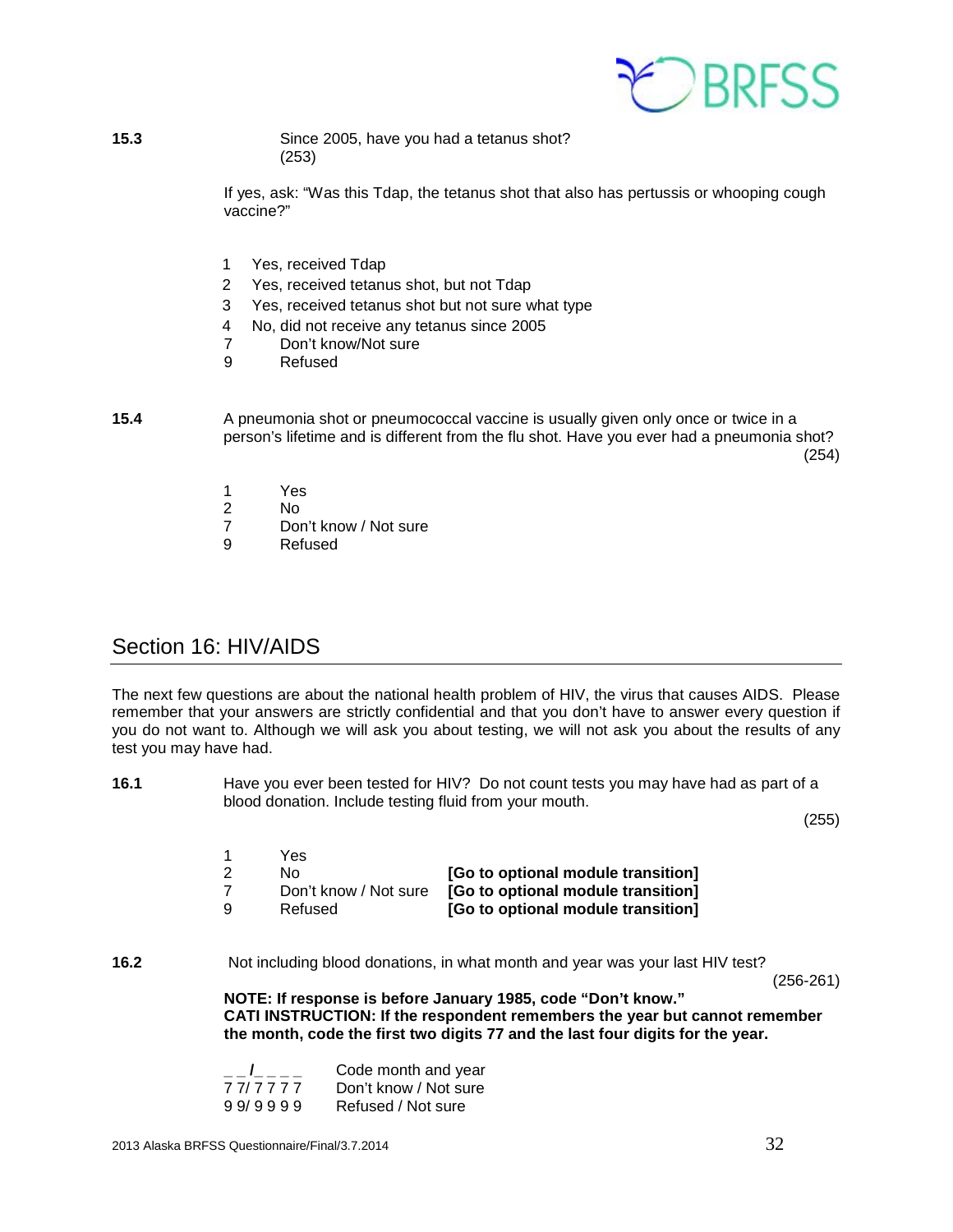**15.3** Since 2005, have you had a tetanus shot?
(253)

If yes, ask: "Was this Tdap, the tetanus shot that also has pertussis or whooping cough vaccine?"

1 Yes, received Tdap
2 Yes, received tetanus shot, but not Tdap
3 Yes, received tetanus shot but not sure what type
4 No, did not receive any tetanus since 2005
7 Don't know/Not sure
9 Refused

**15.4** A pneumonia shot or pneumococcal vaccine is usually given only once or twice in a person's lifetime and is different from the flu shot. Have you ever had a pneumonia shot?
(254)

1 Yes
2 No
7 Don't know / Not sure
9 Refused

## Section 16: HIV/AIDS

The next few questions are about the national health problem of HIV, the virus that causes AIDS. Please remember that your answers are strictly confidential and that you don't have to answer every question if you do not want to. Although we will ask you about testing, we will not ask you about the results of any test you may have had.

**16.1** Have you ever been tested for HIV? Do not count tests you may have had as part of a blood donation. Include testing fluid from your mouth.
(255)

1 Yes
2 No **[Go to optional module transition]**
7 Don't know / Not sure **[Go to optional module transition]**
9 Refused **[Go to optional module transition]**

**16.2** Not including blood donations, in what month and year was your last HIV test?
(256-261)

**NOTE: If response is before January 1985, code "Don't know."**
**CATI INSTRUCTION: If the respondent remembers the year but cannot remember the month, code the first two digits 77 and the last four digits for the year.**

_ _/_ _ _ _ Code month and year
7 7/ 7 7 7 7 Don't know / Not sure
9 9/ 9 9 9 9 Refused / Not sure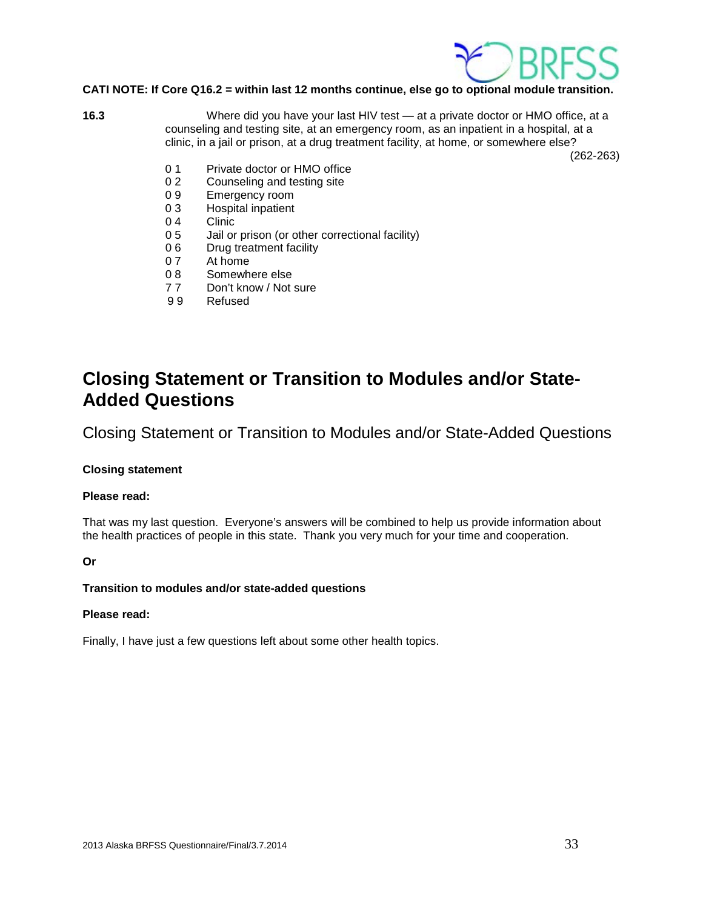**CATI NOTE: If Core Q16.2 = within last 12 months continue, else go to optional module transition.**

**16.3** Where did you have your last HIV test — at a private doctor or HMO office, at a counseling and testing site, at an emergency room, as an inpatient in a hospital, at a clinic, in a jail or prison, at a drug treatment facility, at home, or somewhere else?

(262-263)

0 1 Private doctor or HMO office
0 2 Counseling and testing site
0 9 Emergency room
0 3 Hospital inpatient
0 4 Clinic
0 5 Jail or prison (or other correctional facility)
0 6 Drug treatment facility
0 7 At home
0 8 Somewhere else
7 7 Don't know / Not sure
9 9 Refused

# Closing Statement or Transition to Modules and/or State-Added Questions

## Closing Statement or Transition to Modules and/or State-Added Questions

**Closing statement**

**Please read:**

That was my last question. Everyone's answers will be combined to help us provide information about the health practices of people in this state. Thank you very much for your time and cooperation.

**Or**

**Transition to modules and/or state-added questions**

**Please read:**

Finally, I have just a few questions left about some other health topics.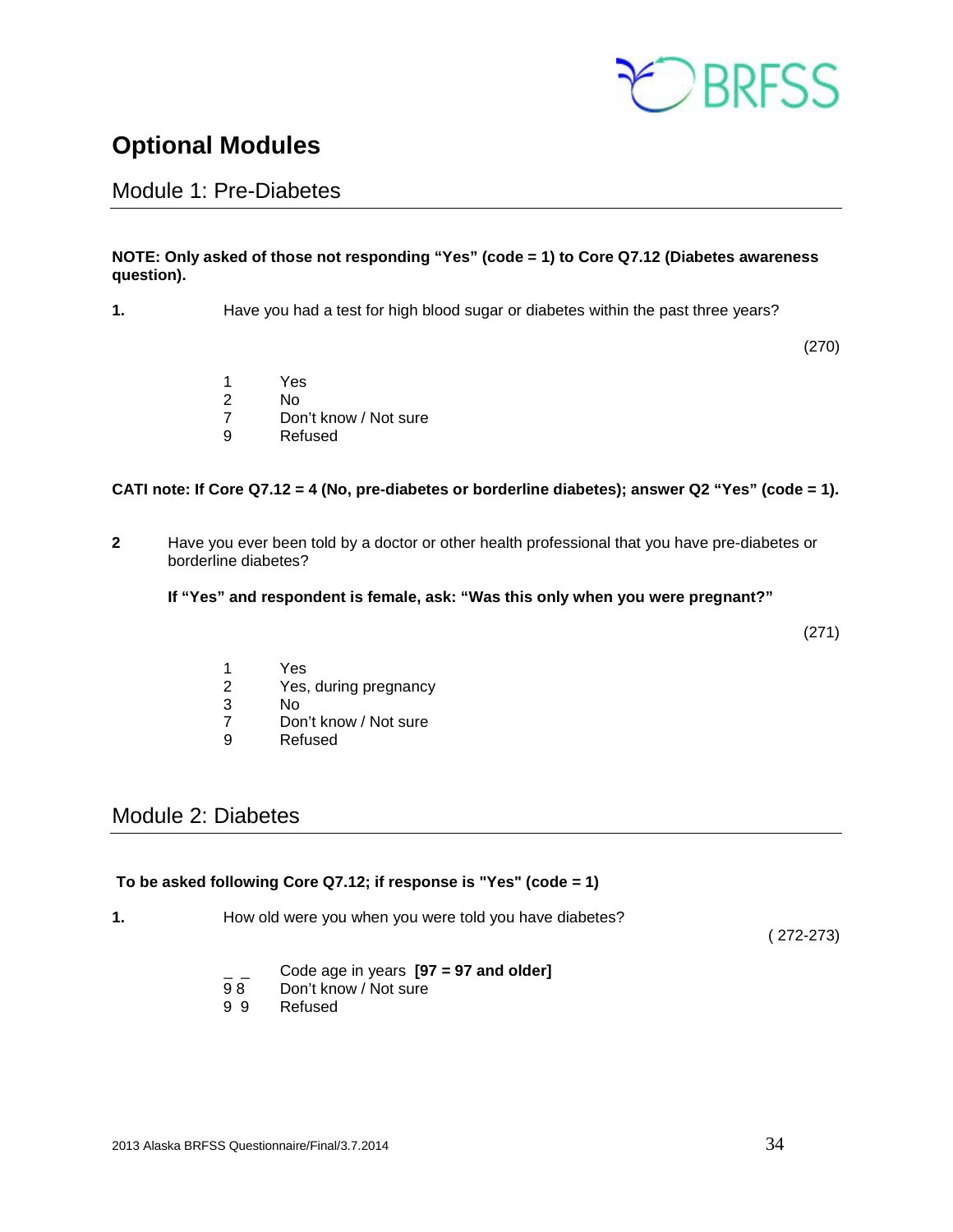# Optional Modules

## Module 1: Pre-Diabetes

**NOTE: Only asked of those not responding "Yes" (code = 1) to Core Q7.12 (Diabetes awareness question).**

**1.** Have you had a test for high blood sugar or diabetes within the past three years?

(270)

1 Yes
2 No
7 Don't know / Not sure
9 Refused

**CATI note: If Core Q7.12 = 4 (No, pre-diabetes or borderline diabetes); answer Q2 "Yes" (code = 1).**

**2** Have you ever been told by a doctor or other health professional that you have pre-diabetes or borderline diabetes?

**If "Yes" and respondent is female, ask: "Was this only when you were pregnant?"**

(271)

1 Yes
2 Yes, during pregnancy
3 No
7 Don't know / Not sure
9 Refused

## Module 2: Diabetes

**To be asked following Core Q7.12; if response is "Yes" (code = 1)**

**1.** How old were you when you were told you have diabetes?

( 272-273)

_ _ Code age in years **[97 = 97 and older]**
9 8 Don't know / Not sure
9 9 Refused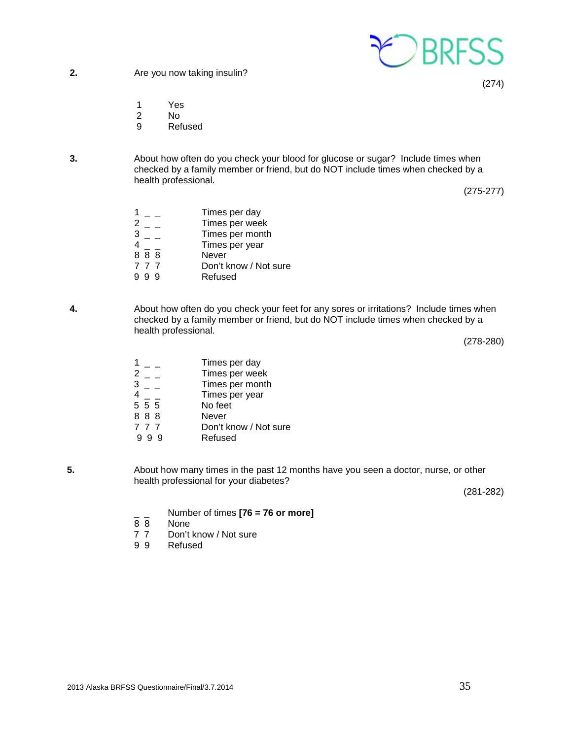**2.** Are you now taking insulin?

(274)

1 Yes
2 No
9 Refused

**3.** About how often do you check your blood for glucose or sugar? Include times when checked by a family member or friend, but do NOT include times when checked by a health professional.

(275-277)

| Code | Response |
|---|---|
| 1 _ _ | Times per day |
| 2 _ _ | Times per week |
| 3 _ _ | Times per month |
| 4 _ _ | Times per year |
| 8 8 8 | Never |
| 7 7 7 | Don't know / Not sure |
| 9 9 9 | Refused |

**4.** About how often do you check your feet for any sores or irritations? Include times when checked by a family member or friend, but do NOT include times when checked by a health professional.

(278-280)

| Code | Response |
|---|---|
| 1 _ _ | Times per day |
| 2 _ _ | Times per week |
| 3 _ _ | Times per month |
| 4 _ _ | Times per year |
| 5 5 5 | No feet |
| 8 8 8 | Never |
| 7 7 7 | Don't know / Not sure |
| 9 9 9 | Refused |

**5.** About how many times in the past 12 months have you seen a doctor, nurse, or other health professional for your diabetes?

(281-282)

| Code | Response |
|---|---|
| _ _ | Number of times **[76 = 76 or more]** |
| 8 8 | None |
| 7 7 | Don't know / Not sure |
| 9 9 | Refused |

2013 Alaska BRFSS Questionnaire/Final/3.7.2014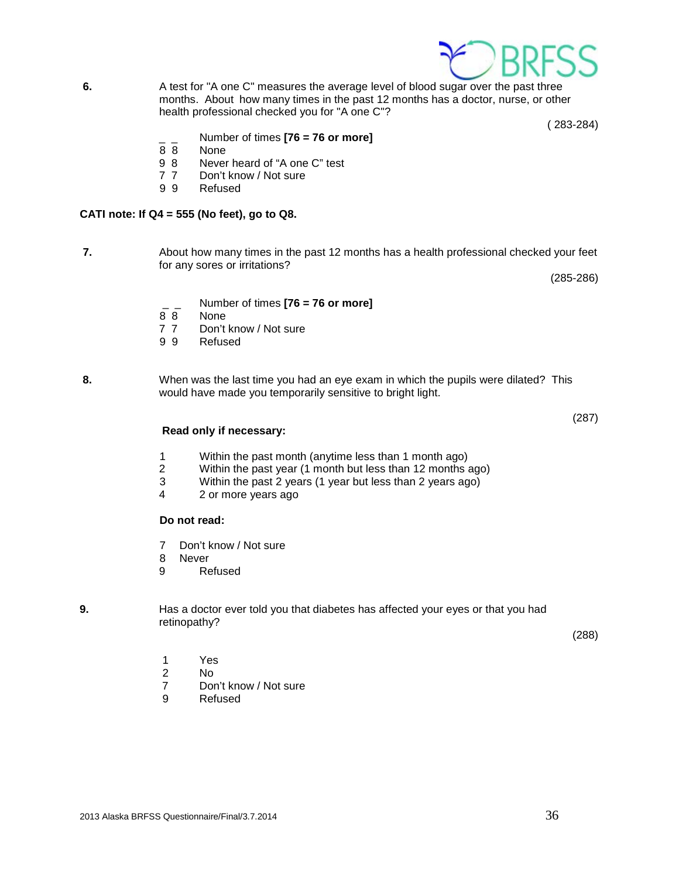**6.** A test for "A one C" measures the average level of blood sugar over the past three months. About how many times in the past 12 months has a doctor, nurse, or other health professional checked you for "A one C"?

( 283-284)

_ _ Number of times **[76 = 76 or more]**
8 8 None
9 8 Never heard of "A one C" test
7 7 Don't know / Not sure
9 9 Refused

**CATI note: If Q4 = 555 (No feet), go to Q8.**

**7.** About how many times in the past 12 months has a health professional checked your feet for any sores or irritations?

(285-286)

_ _ Number of times **[76 = 76 or more]**
8 8 None
7 7 Don't know / Not sure
9 9 Refused

**8.** When was the last time you had an eye exam in which the pupils were dilated? This would have made you temporarily sensitive to bright light.

(287)

**Read only if necessary:**

1 Within the past month (anytime less than 1 month ago)
2 Within the past year (1 month but less than 12 months ago)
3 Within the past 2 years (1 year but less than 2 years ago)
4 2 or more years ago

**Do not read:**

7 Don't know / Not sure
8 Never
9 Refused

**9.** Has a doctor ever told you that diabetes has affected your eyes or that you had retinopathy?

(288)

1 Yes
2 No
7 Don't know / Not sure
9 Refused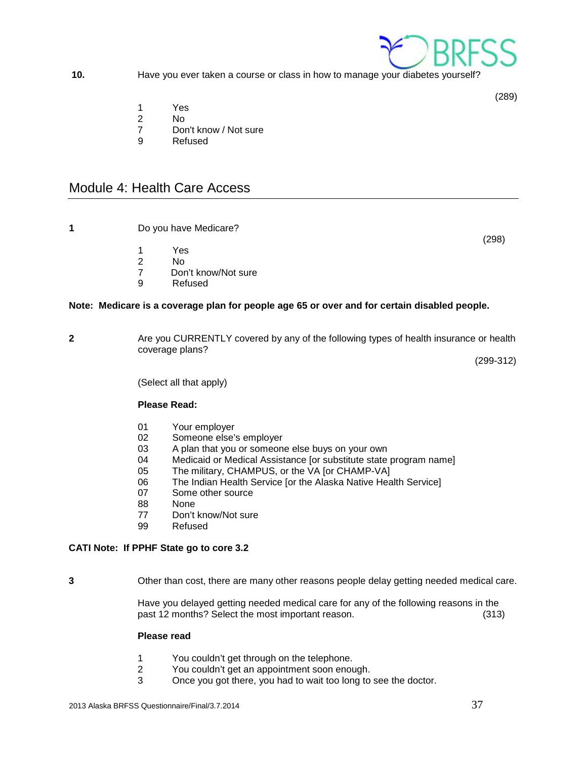**10.** Have you ever taken a course or class in how to manage your diabetes yourself?

(289)

1 Yes
2 No
7 Don't know / Not sure
9 Refused

## Module 4: Health Care Access

**1** Do you have Medicare?

(298)

1 Yes
2 No
7 Don't know/Not sure
9 Refused

**Note: Medicare is a coverage plan for people age 65 or over and for certain disabled people.**

**2** Are you CURRENTLY covered by any of the following types of health insurance or health coverage plans?

(299-312)

(Select all that apply)

**Please Read:**

01 Your employer
02 Someone else's employer
03 A plan that you or someone else buys on your own
04 Medicaid or Medical Assistance [or substitute state program name]
05 The military, CHAMPUS, or the VA [or CHAMP-VA]
06 The Indian Health Service [or the Alaska Native Health Service]
07 Some other source
88 None
77 Don't know/Not sure
99 Refused

**CATI Note: If PPHF State go to core 3.2**

**3** Other than cost, there are many other reasons people delay getting needed medical care.

Have you delayed getting needed medical care for any of the following reasons in the past 12 months? Select the most important reason. (313)

**Please read**

1 You couldn't get through on the telephone.
2 You couldn't get an appointment soon enough.
3 Once you got there, you had to wait too long to see the doctor.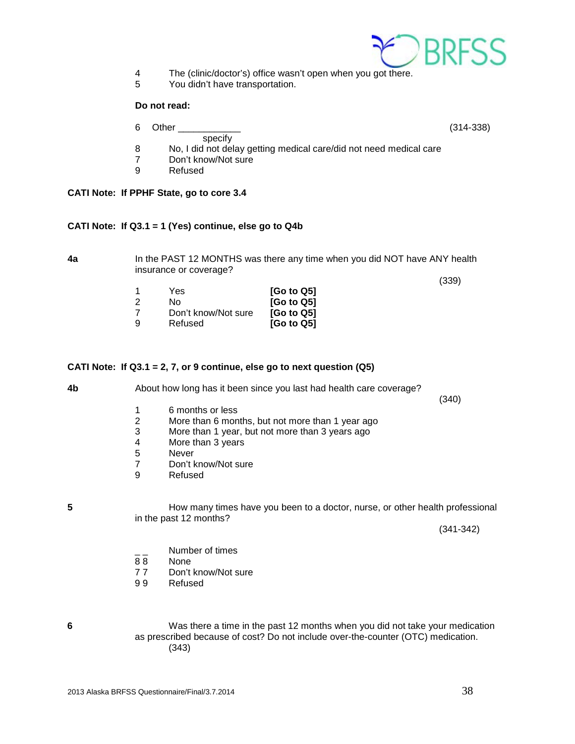4 The (clinic/doctor's) office wasn't open when you got there.
5 You didn't have transportation.

**Do not read:**

6 Other ____________ (314-338)
specify
8 No, I did not delay getting medical care/did not need medical care
7 Don't know/Not sure
9 Refused

**CATI Note: If PPHF State, go to core 3.4**

**CATI Note: If Q3.1 = 1 (Yes) continue, else go to Q4b**

**4a** In the PAST 12 MONTHS was there any time when you did NOT have ANY health insurance or coverage?

(339)

| | | |
|---|---|---|
| 1 | Yes | **[Go to Q5]** |
| 2 | No | **[Go to Q5]** |
| 7 | Don't know/Not sure | **[Go to Q5]** |
| 9 | Refused | **[Go to Q5]** |

**CATI Note: If Q3.1 = 2, 7, or 9 continue, else go to next question (Q5)**

**4b** About how long has it been since you last had health care coverage?

(340)

1 6 months or less
2 More than 6 months, but not more than 1 year ago
3 More than 1 year, but not more than 3 years ago
4 More than 3 years
5 Never
7 Don't know/Not sure
9 Refused

**5** How many times have you been to a doctor, nurse, or other health professional in the past 12 months?

(341-342)

_ _ Number of times
8 8 None
7 7 Don't know/Not sure
9 9 Refused

**6** Was there a time in the past 12 months when you did not take your medication as prescribed because of cost? Do not include over-the-counter (OTC) medication.
(343)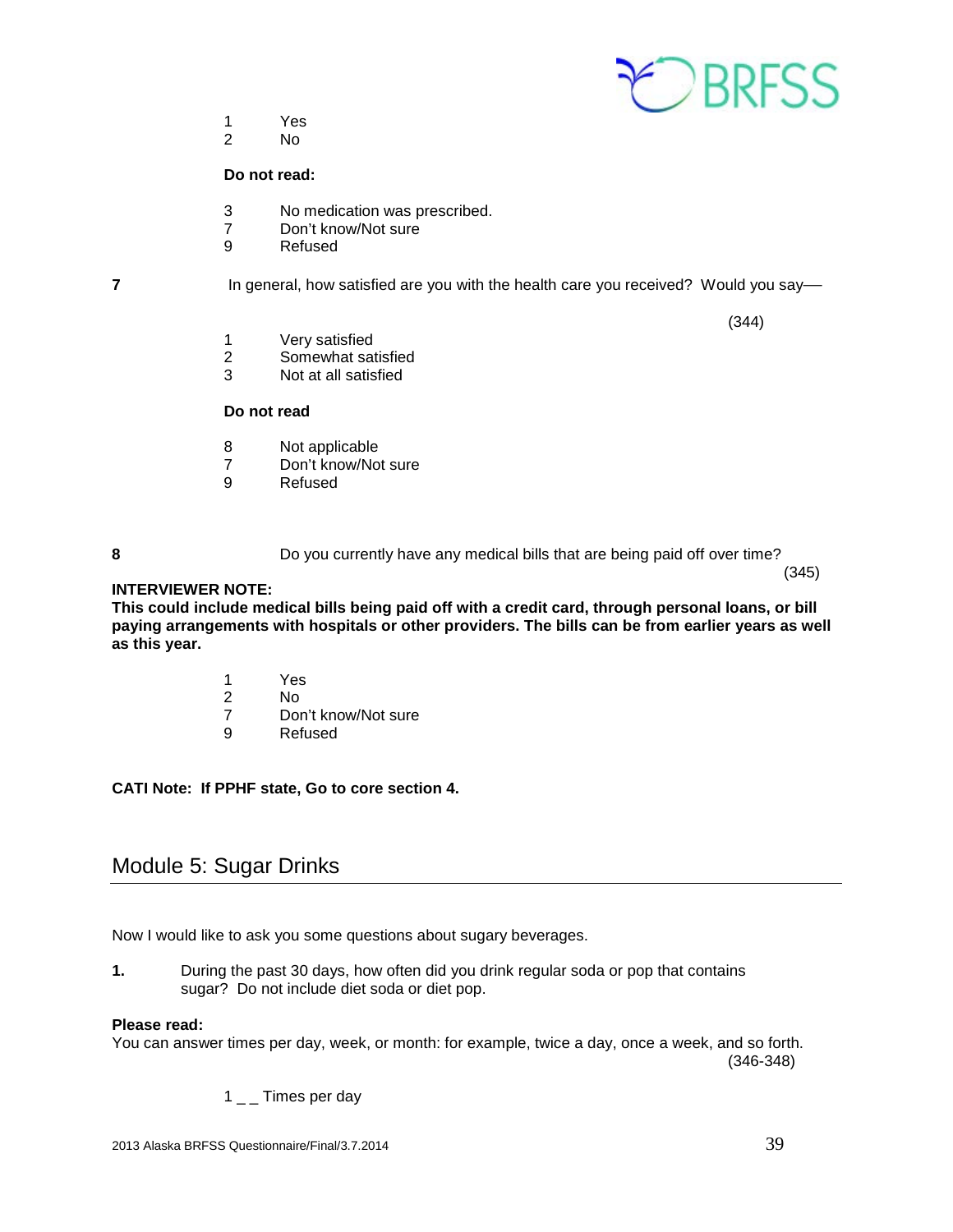1 Yes
2 No

**Do not read:**

3 No medication was prescribed.
7 Don't know/Not sure
9 Refused

**7** In general, how satisfied are you with the health care you received? Would you say—

(344)

1 Very satisfied
2 Somewhat satisfied
3 Not at all satisfied

**Do not read**

8 Not applicable
7 Don't know/Not sure
9 Refused

**8** Do you currently have any medical bills that are being paid off over time?

(345)

**INTERVIEWER NOTE:**
**This could include medical bills being paid off with a credit card, through personal loans, or bill paying arrangements with hospitals or other providers. The bills can be from earlier years as well as this year.**

1 Yes
2 No
7 Don't know/Not sure
9 Refused

**CATI Note: If PPHF state, Go to core section 4.**

## Module 5: Sugar Drinks

Now I would like to ask you some questions about sugary beverages.

**1.** During the past 30 days, how often did you drink regular soda or pop that contains sugar? Do not include diet soda or diet pop.

**Please read:**
You can answer times per day, week, or month: for example, twice a day, once a week, and so forth.

(346-348)

1 _ _ Times per day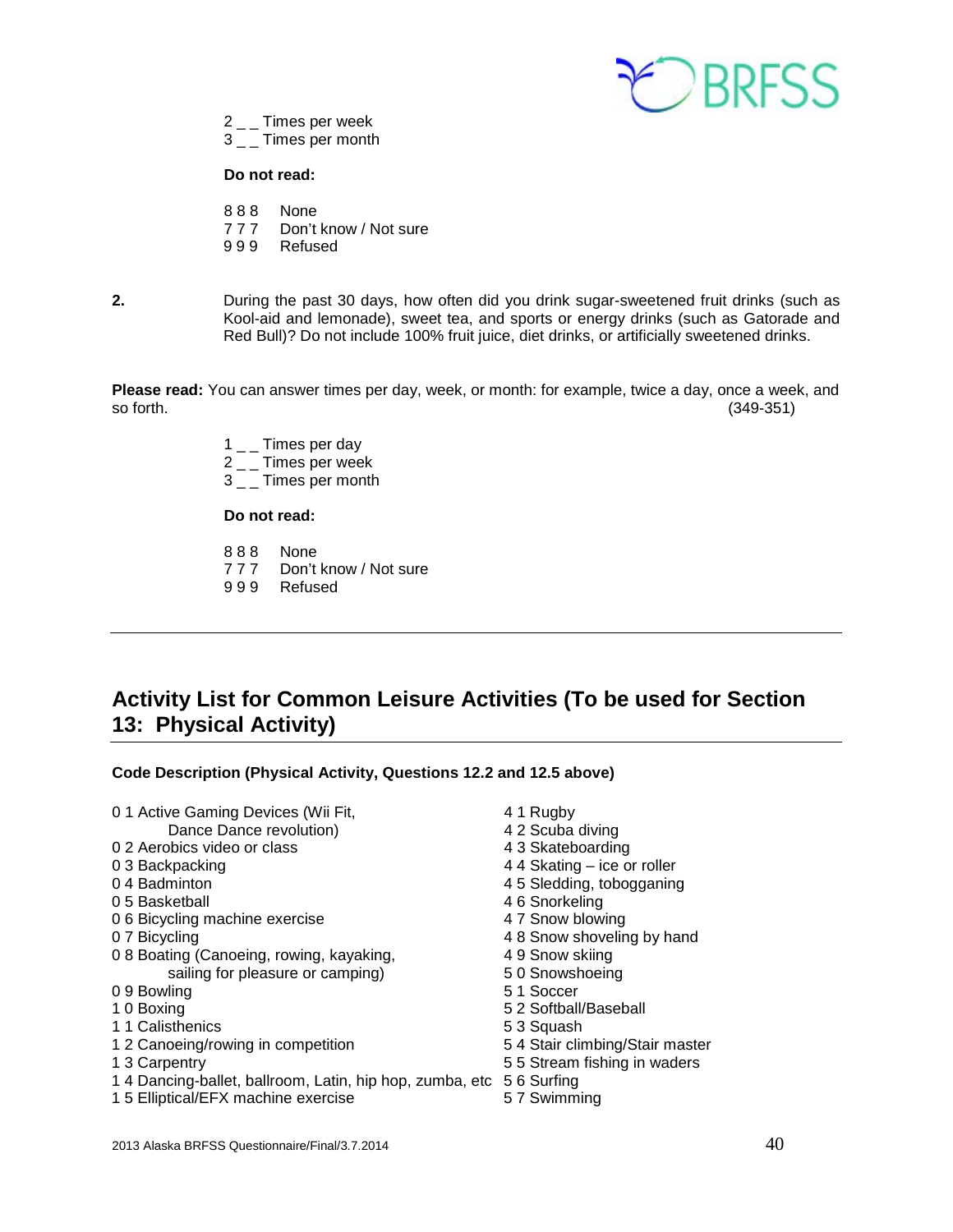2 _ _ Times per week
3 _ _ Times per month

**Do not read:**

8 8 8 None
7 7 7 Don't know / Not sure
9 9 9 Refused

**2.** During the past 30 days, how often did you drink sugar-sweetened fruit drinks (such as Kool-aid and lemonade), sweet tea, and sports or energy drinks (such as Gatorade and Red Bull)? Do not include 100% fruit juice, diet drinks, or artificially sweetened drinks.

**Please read:** You can answer times per day, week, or month: for example, twice a day, once a week, and so forth. (349-351)

1 _ _ Times per day
2 _ _ Times per week
3 _ _ Times per month

**Do not read:**

8 8 8 None
7 7 7 Don't know / Not sure
9 9 9 Refused

---

## Activity List for Common Leisure Activities (To be used for Section 13: Physical Activity)

**Code Description (Physical Activity, Questions 12.2 and 12.5 above)**

0 1 Active Gaming Devices (Wii Fit, Dance Dance revolution)
0 2 Aerobics video or class
0 3 Backpacking
0 4 Badminton
0 5 Basketball
0 6 Bicycling machine exercise
0 7 Bicycling
0 8 Boating (Canoeing, rowing, kayaking, sailing for pleasure or camping)
0 9 Bowling
1 0 Boxing
1 1 Calisthenics
1 2 Canoeing/rowing in competition
1 3 Carpentry
1 4 Dancing-ballet, ballroom, Latin, hip hop, zumba, etc
1 5 Elliptical/EFX machine exercise
4 1 Rugby
4 2 Scuba diving
4 3 Skateboarding
4 4 Skating – ice or roller
4 5 Sledding, tobogganing
4 6 Snorkeling
4 7 Snow blowing
4 8 Snow shoveling by hand
4 9 Snow skiing
5 0 Snowshoeing
5 1 Soccer
5 2 Softball/Baseball
5 3 Squash
5 4 Stair climbing/Stair master
5 5 Stream fishing in waders
5 6 Surfing
5 7 Swimming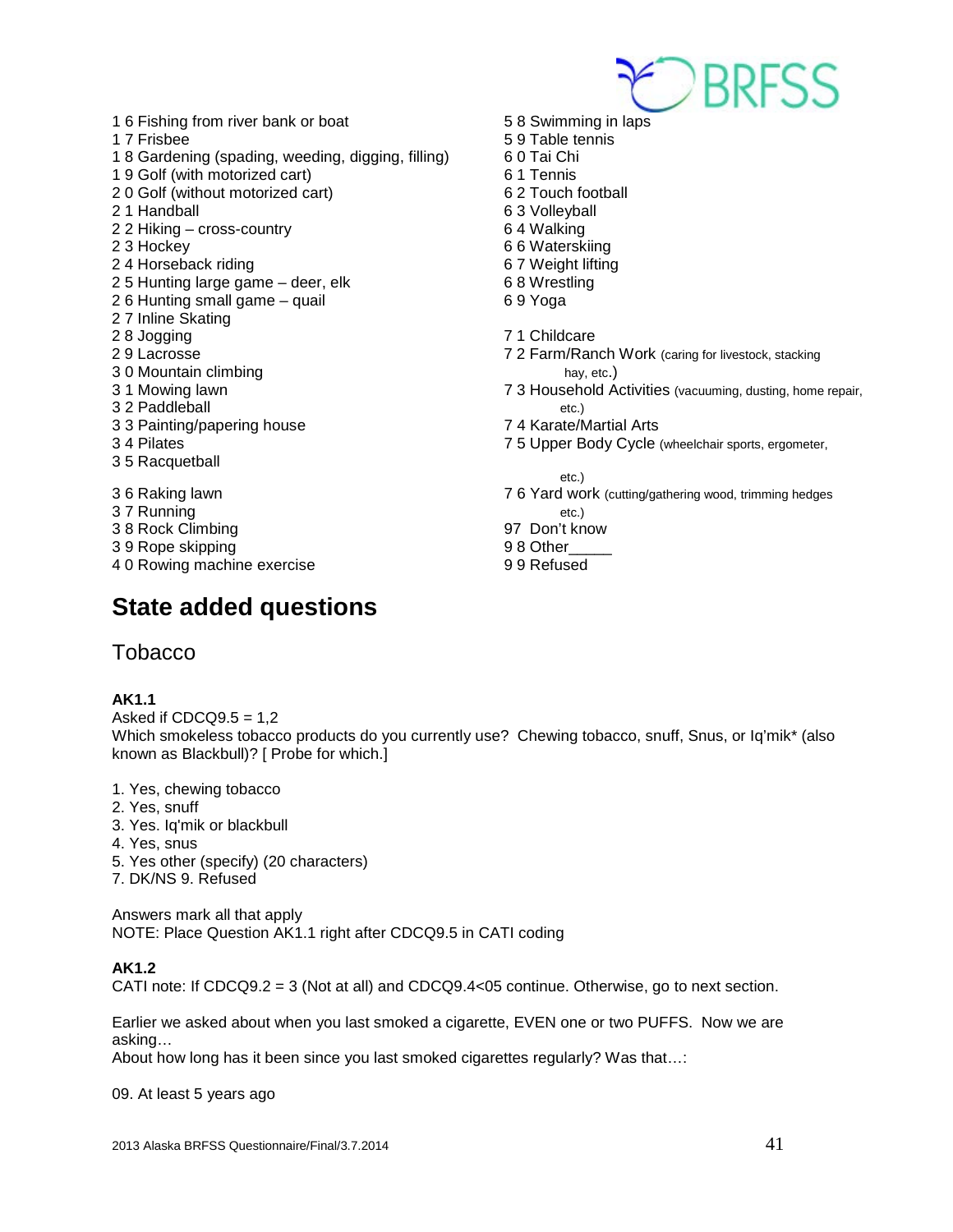1 6 Fishing from river bank or boat
1 7 Frisbee
1 8 Gardening (spading, weeding, digging, filling)
1 9 Golf (with motorized cart)
2 0 Golf (without motorized cart)
2 1 Handball
2 2 Hiking – cross-country
2 3 Hockey
2 4 Horseback riding
2 5 Hunting large game – deer, elk
2 6 Hunting small game – quail
2 7 Inline Skating
2 8 Jogging
2 9 Lacrosse
3 0 Mountain climbing
3 1 Mowing lawn
3 2 Paddleball
3 3 Painting/papering house
3 4 Pilates
3 5 Racquetball
3 6 Raking lawn
3 7 Running
3 8 Rock Climbing
3 9 Rope skipping
4 0 Rowing machine exercise
5 8 Swimming in laps
5 9 Table tennis
6 0 Tai Chi
6 1 Tennis
6 2 Touch football
6 3 Volleyball
6 4 Walking
6 6 Waterskiing
6 7 Weight lifting
6 8 Wrestling
6 9 Yoga
7 1 Childcare
7 2 Farm/Ranch Work (caring for livestock, stacking hay, etc.)
7 3 Household Activities (vacuuming, dusting, home repair, etc.)
7 4 Karate/Martial Arts
7 5 Upper Body Cycle (wheelchair sports, ergometer, etc.)
7 6 Yard work (cutting/gathering wood, trimming hedges etc.)
97 Don't know
9 8 Other_____
9 9 Refused

# State added questions

## Tobacco

**AK1.1**
Asked if CDCQ9.5 = 1,2
Which smokeless tobacco products do you currently use? Chewing tobacco, snuff, Snus, or Iq'mik* (also known as Blackbull)? [ Probe for which.]

1. Yes, chewing tobacco
2. Yes, snuff
3. Yes. Iq'mik or blackbull
4. Yes, snus
5. Yes other (specify) (20 characters)
7. DK/NS 9. Refused

Answers mark all that apply
NOTE: Place Question AK1.1 right after CDCQ9.5 in CATI coding

**AK1.2**
CATI note: If CDCQ9.2 = 3 (Not at all) and CDCQ9.4<05 continue. Otherwise, go to next section.

Earlier we asked about when you last smoked a cigarette, EVEN one or two PUFFS. Now we are asking…
About how long has it been since you last smoked cigarettes regularly? Was that…:

09. At least 5 years ago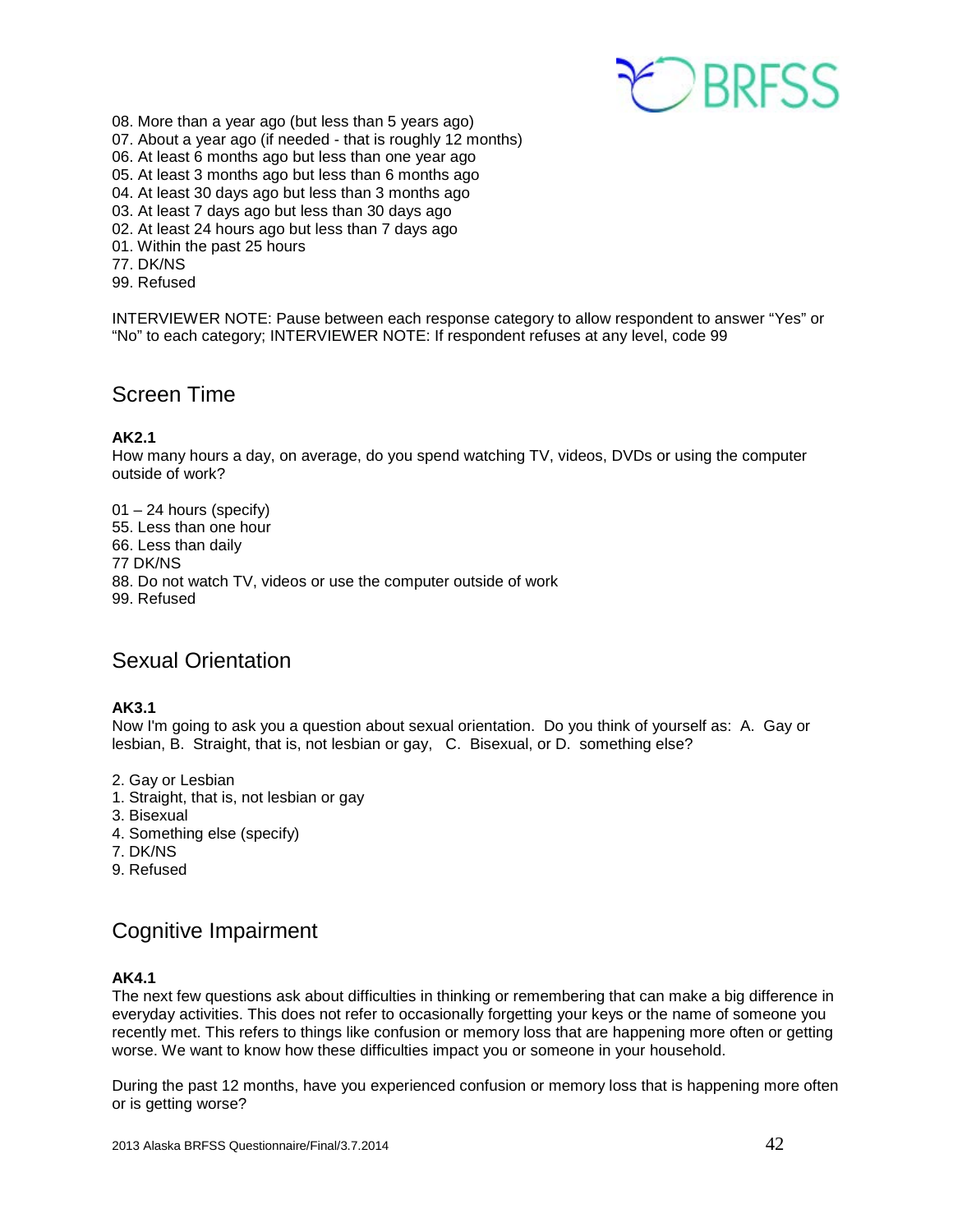08. More than a year ago (but less than 5 years ago)
07. About a year ago (if needed - that is roughly 12 months)
06. At least 6 months ago but less than one year ago
05. At least 3 months ago but less than 6 months ago
04. At least 30 days ago but less than 3 months ago
03. At least 7 days ago but less than 30 days ago
02. At least 24 hours ago but less than 7 days ago
01. Within the past 25 hours
77. DK/NS
99. Refused

INTERVIEWER NOTE: Pause between each response category to allow respondent to answer "Yes" or "No" to each category; INTERVIEWER NOTE: If respondent refuses at any level, code 99

## Screen Time

**AK2.1**
How many hours a day, on average, do you spend watching TV, videos, DVDs or using the computer outside of work?

01 – 24 hours (specify)
55. Less than one hour
66. Less than daily
77 DK/NS
88. Do not watch TV, videos or use the computer outside of work
99. Refused

## Sexual Orientation

**AK3.1**
Now I'm going to ask you a question about sexual orientation. Do you think of yourself as: A. Gay or lesbian, B. Straight, that is, not lesbian or gay, C. Bisexual, or D. something else?

2. Gay or Lesbian
1. Straight, that is, not lesbian or gay
3. Bisexual
4. Something else (specify)
7. DK/NS
9. Refused

## Cognitive Impairment

**AK4.1**
The next few questions ask about difficulties in thinking or remembering that can make a big difference in everyday activities. This does not refer to occasionally forgetting your keys or the name of someone you recently met. This refers to things like confusion or memory loss that are happening more often or getting worse. We want to know how these difficulties impact you or someone in your household.

During the past 12 months, have you experienced confusion or memory loss that is happening more often or is getting worse?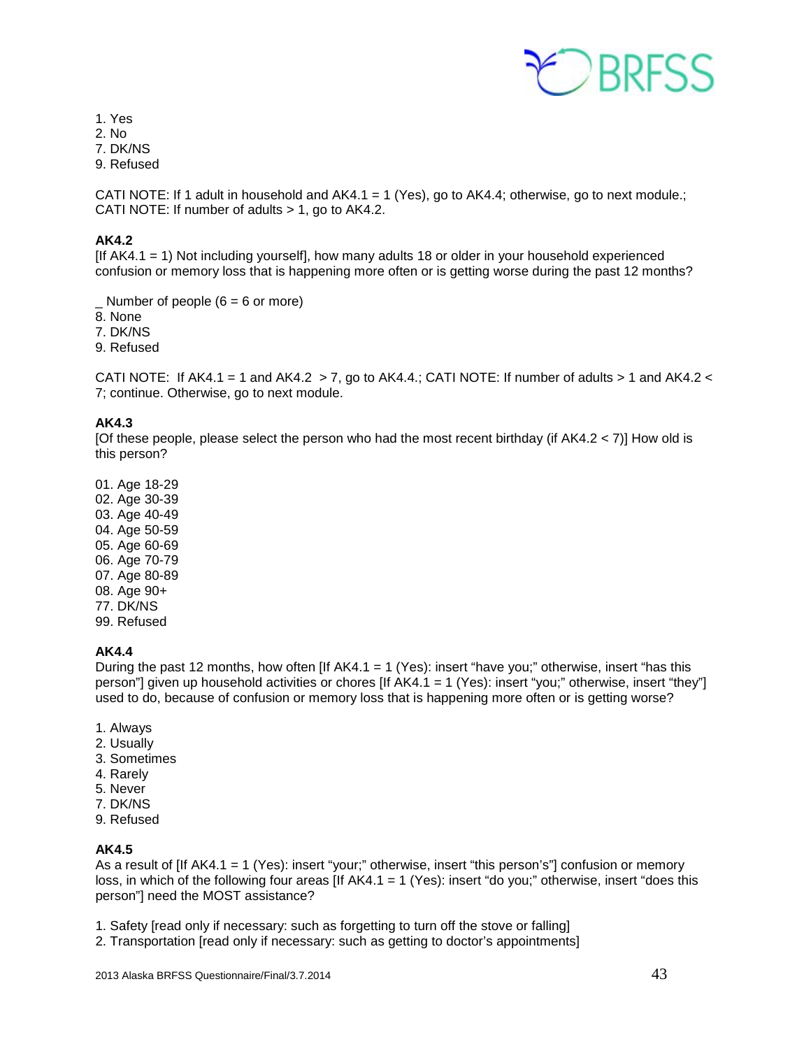1. Yes
2. No
7. DK/NS
9. Refused

CATI NOTE: If 1 adult in household and AK4.1 = 1 (Yes), go to AK4.4; otherwise, go to next module.; CATI NOTE: If number of adults > 1, go to AK4.2.

**AK4.2**
[If AK4.1 = 1) Not including yourself], how many adults 18 or older in your household experienced confusion or memory loss that is happening more often or is getting worse during the past 12 months?

_ Number of people (6 = 6 or more)
8. None
7. DK/NS
9. Refused

CATI NOTE: If AK4.1 = 1 and AK4.2 > 7, go to AK4.4.; CATI NOTE: If number of adults > 1 and AK4.2 < 7; continue. Otherwise, go to next module.

**AK4.3**
[Of these people, please select the person who had the most recent birthday (if AK4.2 < 7)] How old is this person?

01. Age 18-29
02. Age 30-39
03. Age 40-49
04. Age 50-59
05. Age 60-69
06. Age 70-79
07. Age 80-89
08. Age 90+
77. DK/NS
99. Refused

**AK4.4**
During the past 12 months, how often [If AK4.1 = 1 (Yes): insert "have you;" otherwise, insert "has this person"] given up household activities or chores [If AK4.1 = 1 (Yes): insert "you;" otherwise, insert "they"] used to do, because of confusion or memory loss that is happening more often or is getting worse?

1. Always
2. Usually
3. Sometimes
4. Rarely
5. Never
7. DK/NS
9. Refused

**AK4.5**
As a result of [If AK4.1 = 1 (Yes): insert "your;" otherwise, insert "this person's"] confusion or memory loss, in which of the following four areas [If AK4.1 = 1 (Yes): insert "do you;" otherwise, insert "does this person"] need the MOST assistance?

1. Safety [read only if necessary: such as forgetting to turn off the stove or falling]
2. Transportation [read only if necessary: such as getting to doctor's appointments]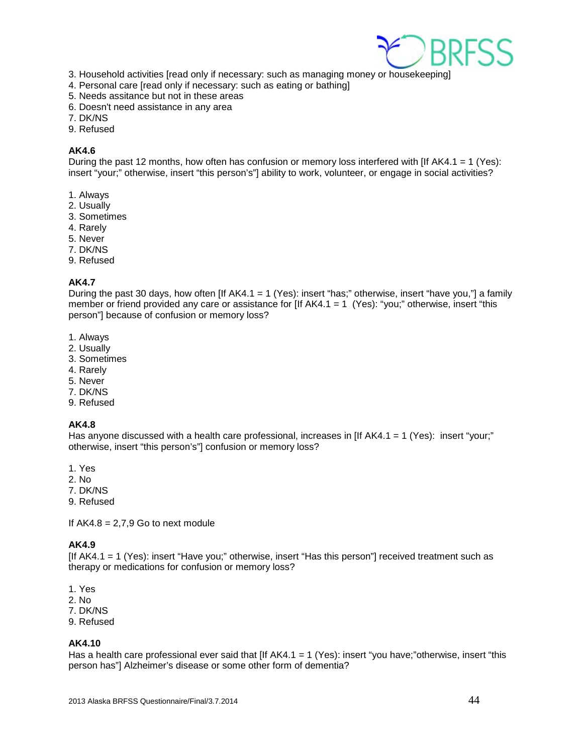3. Household activities [read only if necessary: such as managing money or housekeeping]
4. Personal care [read only if necessary: such as eating or bathing]
5. Needs assitance but not in these areas
6. Doesn't need assistance in any area
7. DK/NS
9. Refused

**AK4.6**
During the past 12 months, how often has confusion or memory loss interfered with [If AK4.1 = 1 (Yes): insert "your;" otherwise, insert "this person's"] ability to work, volunteer, or engage in social activities?

1. Always
2. Usually
3. Sometimes
4. Rarely
5. Never
7. DK/NS
9. Refused

**AK4.7**
During the past 30 days, how often [If AK4.1 = 1 (Yes): insert "has;" otherwise, insert "have you,"] a family member or friend provided any care or assistance for [If AK4.1 = 1 (Yes): "you;" otherwise, insert "this person"] because of confusion or memory loss?

1. Always
2. Usually
3. Sometimes
4. Rarely
5. Never
7. DK/NS
9. Refused

**AK4.8**
Has anyone discussed with a health care professional, increases in [If AK4.1 = 1 (Yes): insert "your;" otherwise, insert "this person's"] confusion or memory loss?

1. Yes
2. No
7. DK/NS
9. Refused

If AK4.8 = 2,7,9 Go to next module

**AK4.9**
[If AK4.1 = 1 (Yes): insert "Have you;" otherwise, insert "Has this person"] received treatment such as therapy or medications for confusion or memory loss?

1. Yes
2. No
7. DK/NS
9. Refused

**AK4.10**
Has a health care professional ever said that [If AK4.1 = 1 (Yes): insert "you have;"otherwise, insert "this person has"] Alzheimer's disease or some other form of dementia?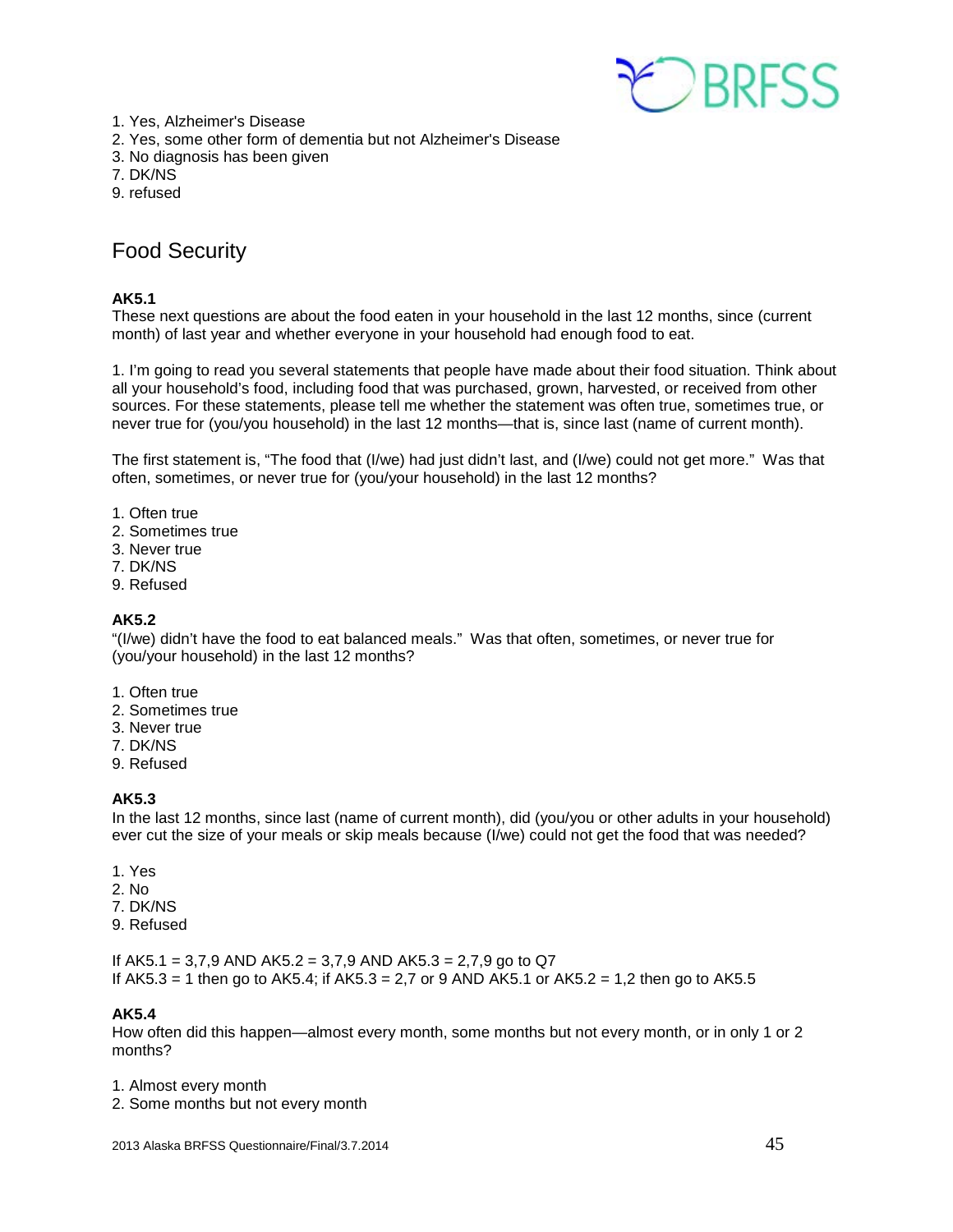1. Yes, Alzheimer's Disease
2. Yes, some other form of dementia but not Alzheimer's Disease
3. No diagnosis has been given
7. DK/NS
9. refused

## Food Security

**AK5.1**
These next questions are about the food eaten in your household in the last 12 months, since (current month) of last year and whether everyone in your household had enough food to eat.

1. I'm going to read you several statements that people have made about their food situation. Think about all your household's food, including food that was purchased, grown, harvested, or received from other sources. For these statements, please tell me whether the statement was often true, sometimes true, or never true for (you/you household) in the last 12 months—that is, since last (name of current month).

The first statement is, "The food that (I/we) had just didn't last, and (I/we) could not get more." Was that often, sometimes, or never true for (you/your household) in the last 12 months?

1. Often true
2. Sometimes true
3. Never true
7. DK/NS
9. Refused

**AK5.2**
"(I/we) didn't have the food to eat balanced meals." Was that often, sometimes, or never true for (you/your household) in the last 12 months?

1. Often true
2. Sometimes true
3. Never true
7. DK/NS
9. Refused

**AK5.3**
In the last 12 months, since last (name of current month), did (you/you or other adults in your household) ever cut the size of your meals or skip meals because (I/we) could not get the food that was needed?

1. Yes
2. No
7. DK/NS
9. Refused

If AK5.1 = 3,7,9 AND AK5.2 = 3,7,9 AND AK5.3 = 2,7,9 go to Q7
If AK5.3 = 1 then go to AK5.4; if AK5.3 = 2,7 or 9 AND AK5.1 or AK5.2 = 1,2 then go to AK5.5

**AK5.4**
How often did this happen—almost every month, some months but not every month, or in only 1 or 2 months?

1. Almost every month
2. Some months but not every month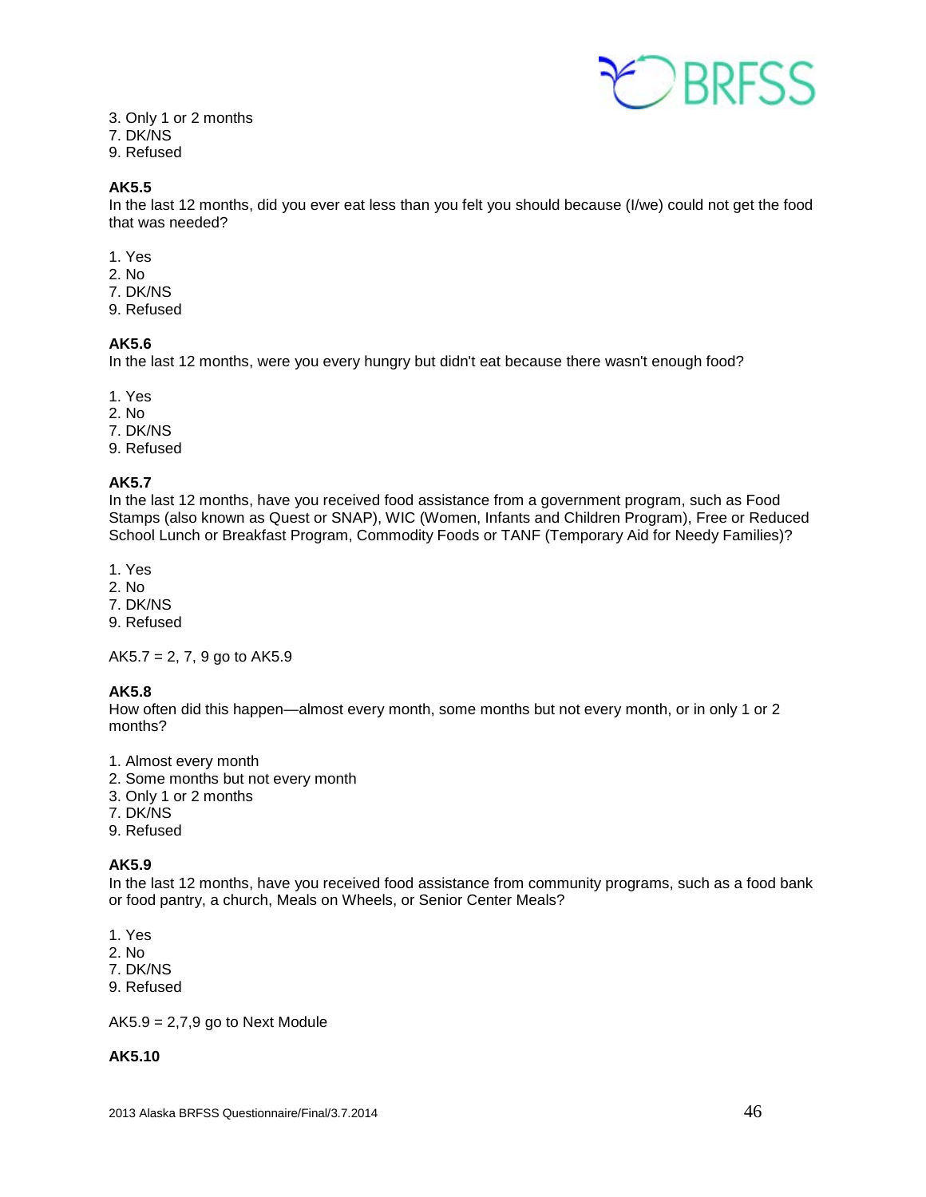3. Only 1 or 2 months
7. DK/NS
9. Refused

**AK5.5**
In the last 12 months, did you ever eat less than you felt you should because (I/we) could not get the food that was needed?

1. Yes
2. No
7. DK/NS
9. Refused

**AK5.6**
In the last 12 months, were you every hungry but didn't eat because there wasn't enough food?

1. Yes
2. No
7. DK/NS
9. Refused

**AK5.7**
In the last 12 months, have you received food assistance from a government program, such as Food Stamps (also known as Quest or SNAP), WIC (Women, Infants and Children Program), Free or Reduced School Lunch or Breakfast Program, Commodity Foods or TANF (Temporary Aid for Needy Families)?

1. Yes
2. No
7. DK/NS
9. Refused

AK5.7 = 2, 7, 9 go to AK5.9

**AK5.8**
How often did this happen—almost every month, some months but not every month, or in only 1 or 2 months?

1. Almost every month
2. Some months but not every month
3. Only 1 or 2 months
7. DK/NS
9. Refused

**AK5.9**
In the last 12 months, have you received food assistance from community programs, such as a food bank or food pantry, a church, Meals on Wheels, or Senior Center Meals?

1. Yes
2. No
7. DK/NS
9. Refused

AK5.9 = 2,7,9 go to Next Module

**AK5.10**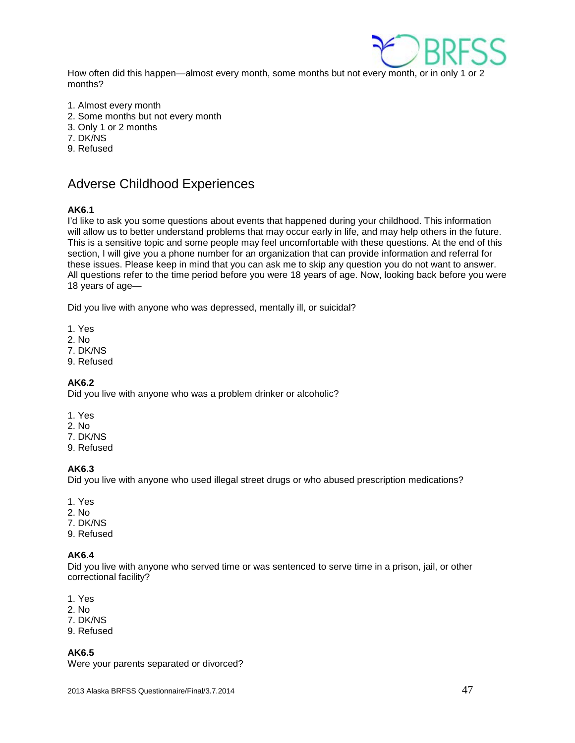How often did this happen—almost every month, some months but not every month, or in only 1 or 2 months?

1. Almost every month
2. Some months but not every month
3. Only 1 or 2 months
7. DK/NS
9. Refused

## Adverse Childhood Experiences

**AK6.1**
I'd like to ask you some questions about events that happened during your childhood. This information will allow us to better understand problems that may occur early in life, and may help others in the future. This is a sensitive topic and some people may feel uncomfortable with these questions. At the end of this section, I will give you a phone number for an organization that can provide information and referral for these issues. Please keep in mind that you can ask me to skip any question you do not want to answer. All questions refer to the time period before you were 18 years of age. Now, looking back before you were 18 years of age—

Did you live with anyone who was depressed, mentally ill, or suicidal?

1. Yes
2. No
7. DK/NS
9. Refused

**AK6.2**
Did you live with anyone who was a problem drinker or alcoholic?

1. Yes
2. No
7. DK/NS
9. Refused

**AK6.3**
Did you live with anyone who used illegal street drugs or who abused prescription medications?

1. Yes
2. No
7. DK/NS
9. Refused

**AK6.4**
Did you live with anyone who served time or was sentenced to serve time in a prison, jail, or other correctional facility?

1. Yes
2. No
7. DK/NS
9. Refused

**AK6.5**
Were your parents separated or divorced?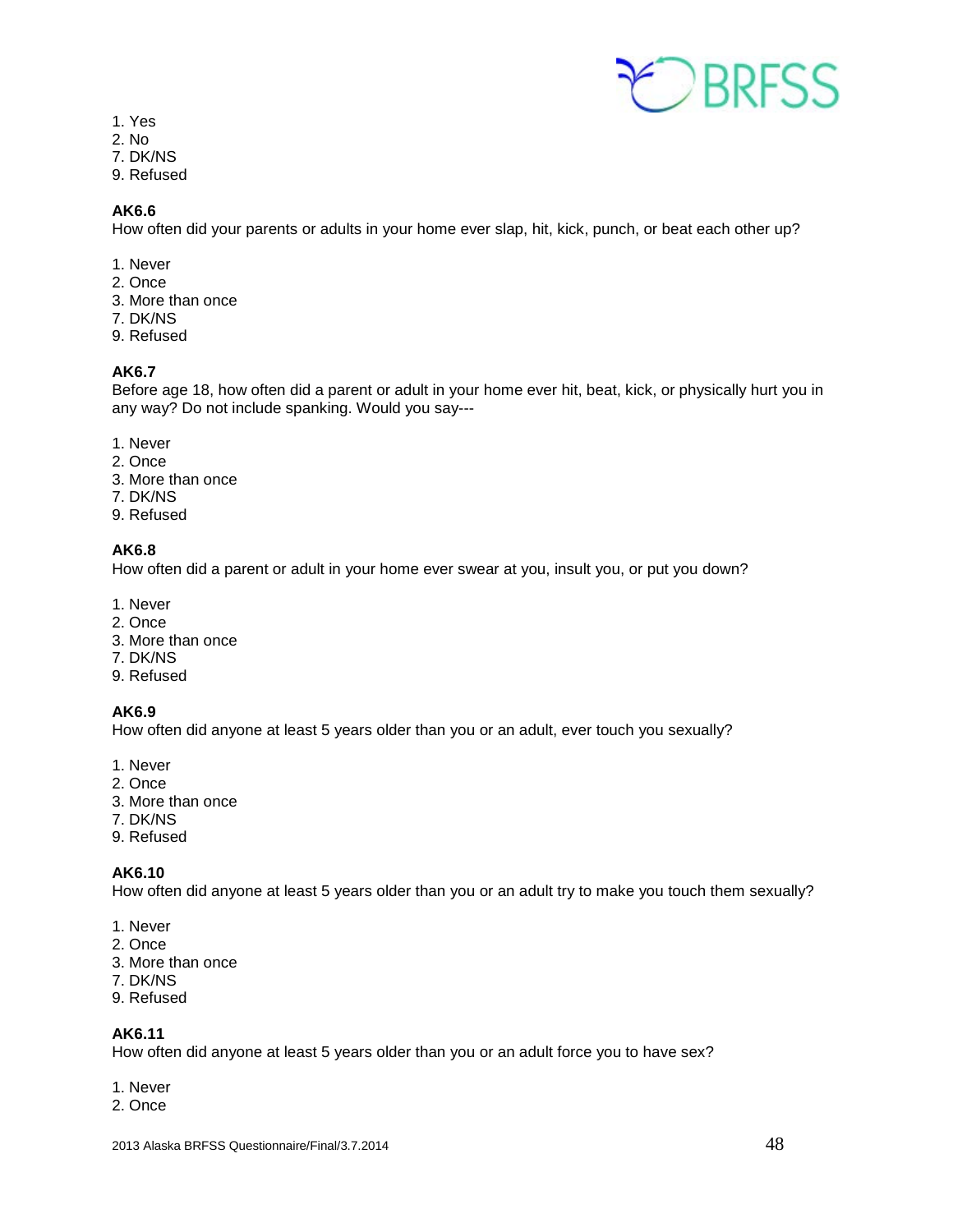1. Yes
2. No
7. DK/NS
9. Refused

**AK6.6**
How often did your parents or adults in your home ever slap, hit, kick, punch, or beat each other up?

1. Never
2. Once
3. More than once
7. DK/NS
9. Refused

**AK6.7**
Before age 18, how often did a parent or adult in your home ever hit, beat, kick, or physically hurt you in any way? Do not include spanking. Would you say---

1. Never
2. Once
3. More than once
7. DK/NS
9. Refused

**AK6.8**
How often did a parent or adult in your home ever swear at you, insult you, or put you down?

1. Never
2. Once
3. More than once
7. DK/NS
9. Refused

**AK6.9**
How often did anyone at least 5 years older than you or an adult, ever touch you sexually?

1. Never
2. Once
3. More than once
7. DK/NS
9. Refused

**AK6.10**
How often did anyone at least 5 years older than you or an adult try to make you touch them sexually?

1. Never
2. Once
3. More than once
7. DK/NS
9. Refused

**AK6.11**
How often did anyone at least 5 years older than you or an adult force you to have sex?

1. Never
2. Once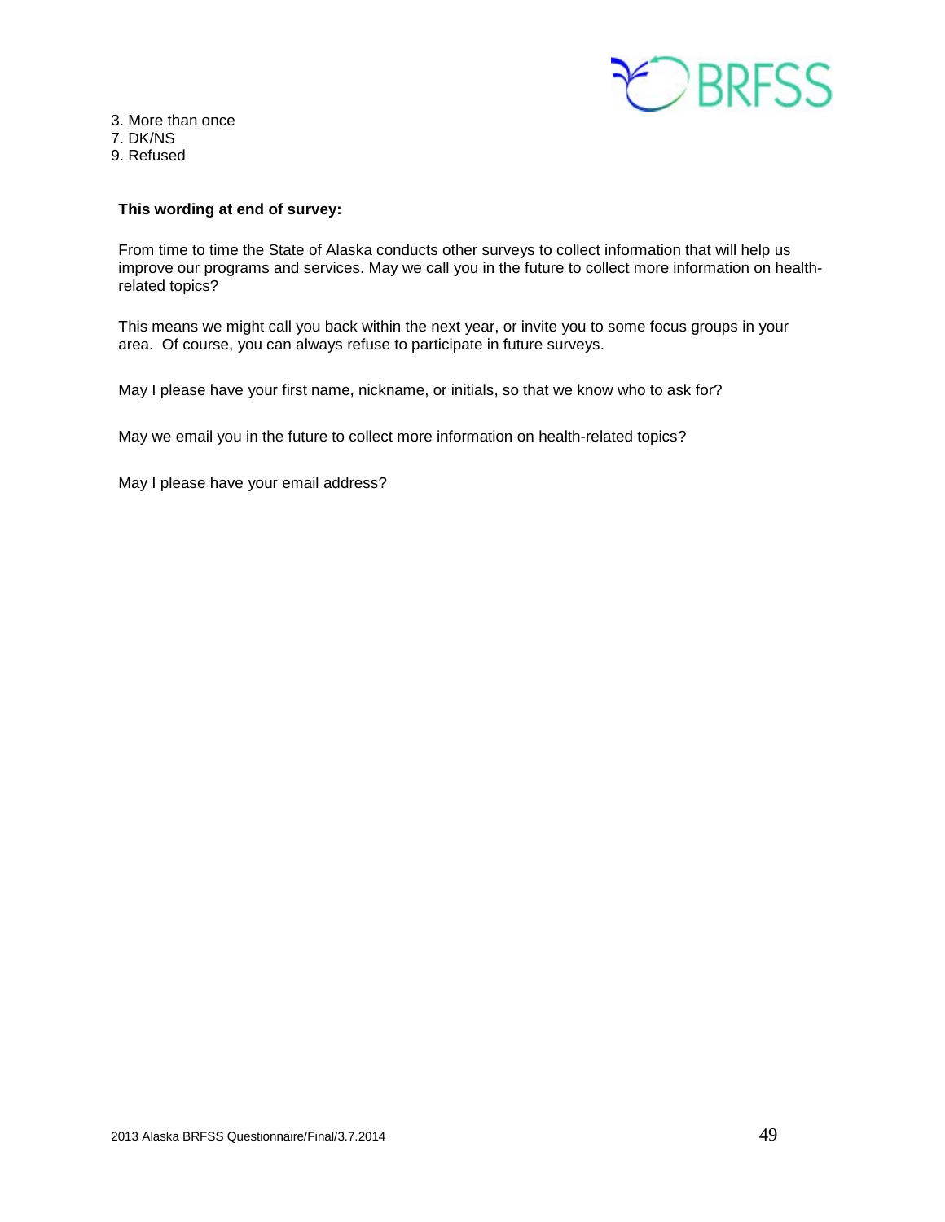3. More than once
7. DK/NS
9. Refused

**This wording at end of survey:**

From time to time the State of Alaska conducts other surveys to collect information that will help us improve our programs and services. May we call you in the future to collect more information on health-related topics?

This means we might call you back within the next year, or invite you to some focus groups in your area. Of course, you can always refuse to participate in future surveys.

May I please have your first name, nickname, or initials, so that we know who to ask for?

May we email you in the future to collect more information on health-related topics?

May I please have your email address?